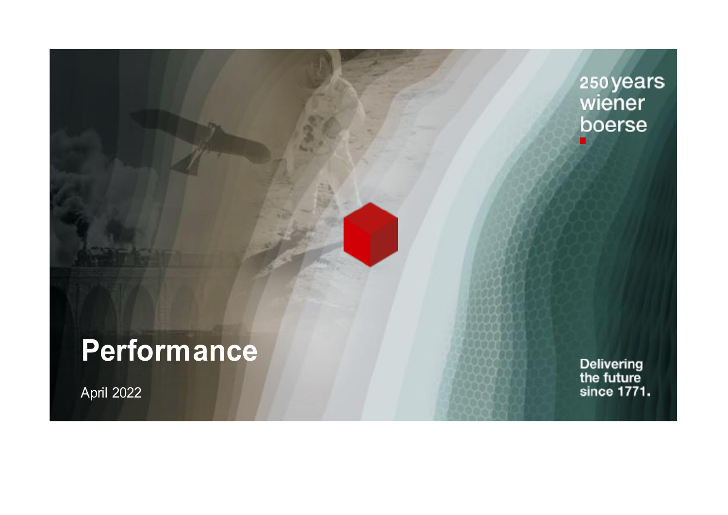250 years wiener boerse

# Performance

April 2022

Delivering the future since 1771.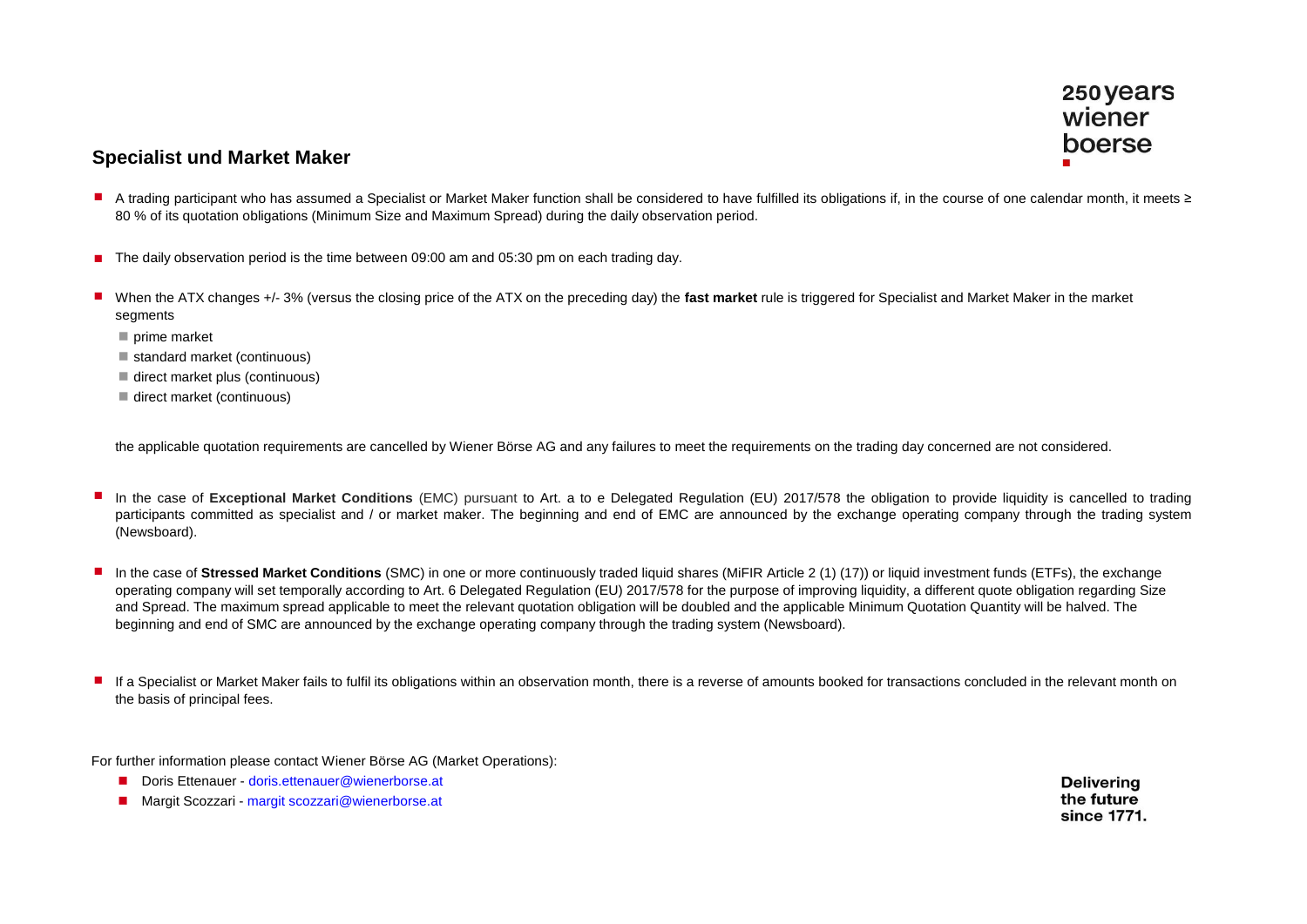## Specialist und Market Maker

- A trading participant who has assumed a Specialist or Market Maker function shall be considered to have fulfilled its obligations if, in the course of one calendar month, it meets ≥ 80 % of its quotation obligations (Minimum Size and Maximum Spread) during the daily observation period.

- The daily observation period is the time between 09:00 am and 05:30 pm on each trading day.

- When the ATX changes +/- 3% (versus the closing price of the ATX on the preceding day) the **fast market** rule is triggered for Specialist and Market Maker in the market segments
  - prime market
  - standard market (continuous)
  - direct market plus (continuous)
  - direct market (continuous)

  the applicable quotation requirements are cancelled by Wiener Börse AG and any failures to meet the requirements on the trading day concerned are not considered.

- In the case of **Exceptional Market Conditions** (EMC) pursuant to Art. a to e Delegated Regulation (EU) 2017/578 the obligation to provide liquidity is cancelled to trading participants committed as specialist and / or market maker. The beginning and end of EMC are announced by the exchange operating company through the trading system (Newsboard).

- In the case of **Stressed Market Conditions** (SMC) in one or more continuously traded liquid shares (MiFIR Article 2 (1) (17)) or liquid investment funds (ETFs), the exchange operating company will set temporally according to Art. 6 Delegated Regulation (EU) 2017/578 for the purpose of improving liquidity, a different quote obligation regarding Size and Spread. The maximum spread applicable to meet the relevant quotation obligation will be doubled and the applicable Minimum Quotation Quantity will be halved. The beginning and end of SMC are announced by the exchange operating company through the trading system (Newsboard).

- If a Specialist or Market Maker fails to fulfil its obligations within an observation month, there is a reverse of amounts booked for transactions concluded in the relevant month on the basis of principal fees.

For further information please contact Wiener Börse AG (Market Operations):

- Doris Ettenauer - doris.ettenauer@wienerborse.at
- Margit Scozzari - margit scozzari@wienerborse.at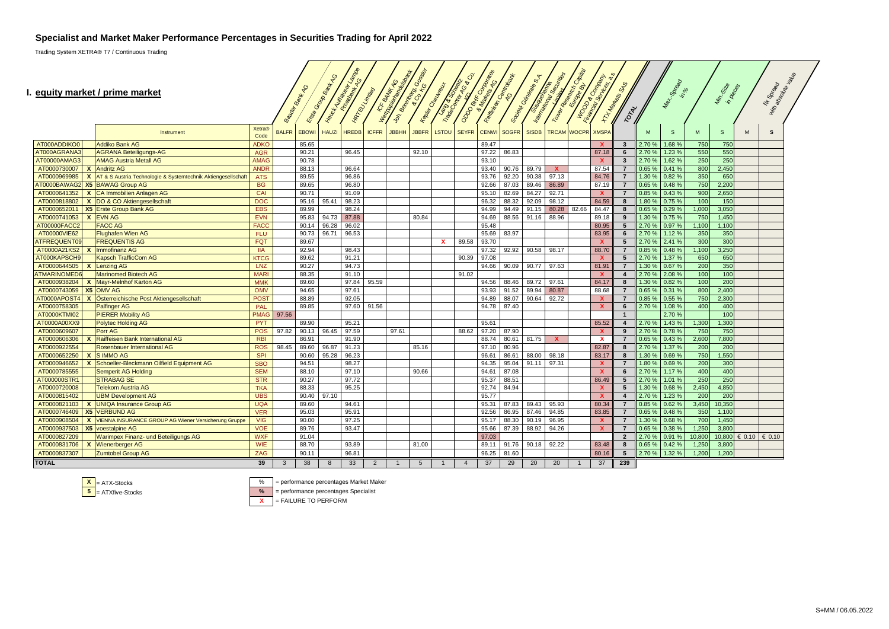## Specialist and Market Maker Performance Percentages in Securities Trading for April 2022

Trading System XETRA® T7 / Continuous Trading

### I. equity market / prime market

| | | Instrument | Xetra® Code | Baader Bank AG | Erste Group Bank AG | Hauck Aufhäuser Lampe Privatbank AG | HRTEU Limited | ICF BANK AG Wertpapierhandelsbank | Joh. Berenberg, Gossler & Co. KG | Kepler Cheuvreux | Lang & Schwarz TradeCenter AG & Co. KG | ODDO BHF Corporates & Markets AG | Raiffeisen Centrobank AG | Société Générale S.A. | Susquehanna International Securities Limited | Tower Research Capital Europe BV | WOOD & Company Financial Services, a.s. | XTX Markets SAS | TOTAL | Max. Spread in % | | Min. Size in pieces | | fix Spread with absolute value | |
|---|---|---|---|---|---|---|---|---|---|---|---|---|---|---|---|---|---|---|---|---|---|---|---|---|---|
| | | | | BALFR | EBOWI | HAUZI | HREDB | ICFFR | JBBHH | JBBFR | LSTDU | SEYFR | CENWI | SOGFR | SISDB | TRCAM | WOCPR | XMSPA | | M | S | M | S | M | S |
| AT000ADDIKO0 | | Addiko Bank AG | ADKO | | 85.65 | | | | | | | | 89.47 | | | | | X | 3 | 2.70 % | 1.68 % | 750 | 750 | | |
| AT000AGRANA3 | | AGRANA Beteiligungs-AG | AGR | | 90.21 | | 96.45 | | | 92.10 | | | 97.22 | 86.83 | | | | 87.18 | 6 | 2.70 % | 1.23 % | 550 | 550 | | |
| AT00000AMAG3 | | AMAG Austria Metall AG | AMAG | | 90.78 | | | | | | | | 93.10 | | | | | X | 3 | 2.70 % | 1.62 % | 250 | 250 | | |
| AT0000730007 | X | Andritz AG | ANDR | | 88.13 | | 96.64 | | | | | | 93.40 | 90.76 | 89.79 | X | | 87.54 | 7 | 0.65 % | 0.41 % | 800 | 2,450 | | |
| AT0000969985 | X | AT & S Austria Technologie & Systemtechnik Aktiengesellschaft | ATS | | 89.55 | | 96.86 | | | | | | 93.76 | 92.20 | 90.38 | 97.13 | | 84.76 | 7 | 1.30 % | 0.82 % | 350 | 650 | | |
| AT0000BAWAG2 | X5 | BAWAG Group AG | BG | | 89.65 | | 96.80 | | | | | | 92.66 | 87.03 | 89.46 | 86.89 | | 87.19 | 7 | 0.65 % | 0.48 % | 750 | 2,200 | | |
| AT0000641352 | X | CA Immobilien Anlagen AG | CAI | | 90.71 | | 91.09 | | | | | | 95.10 | 82.69 | 84.27 | 92.71 | | X | 7 | 0.85 % | 0.43 % | 900 | 2,650 | | |
| AT0000818802 | X | DO & CO Aktiengesellschaft | DOC | | 95.16 | 95.41 | 98.23 | | | | | | 96.32 | 88.32 | 92.09 | 98.12 | | 84.59 | 8 | 1.80 % | 0.75 % | 100 | 150 | | |
| AT0000652011 | X5 | Erste Group Bank AG | EBS | | 89.99 | | 98.24 | | | | | | 94.99 | 94.49 | 91.15 | 80.28 | 82.66 | 84.47 | 8 | 0.65 % | 0.29 % | 1,000 | 3,050 | | |
| AT0000741053 | X | EVN AG | EVN | | 95.83 | 94.73 | 87.88 | | | 80.84 | | | 94.69 | 88.56 | 91.16 | 88.96 | | 89.18 | 9 | 1.30 % | 0.75 % | 750 | 1,450 | | |
| AT00000FACC2 | | FACC AG | FACC | | 90.14 | 96.28 | 96.02 | | | | | | 95.48 | | | | | 80.95 | 5 | 2.70 % | 0.97 % | 1,100 | 1,100 | | |
| AT00000VIE62 | | Flughafen Wien AG | FLU | | 90.73 | 96.71 | 96.53 | | | | | | 95.69 | 83.97 | | | | 83.95 | 6 | 2.70 % | 1.12 % | 350 | 350 | | |
| ATFREQUENT09 | | FREQUENTIS AG | FQT | | 89.67 | | | | | | X | 89.58 | 93.70 | | | | | X | 5 | 2.70 % | 2.41 % | 300 | 300 | | |
| AT0000A21KS2 | X | Immofinanz AG | IIA | | 92.94 | | 98.43 | | | | | | 97.32 | 92.92 | 90.58 | 98.17 | | 88.70 | 7 | 0.85 % | 0.48 % | 1,100 | 3,250 | | |
| AT000KAPSCH9 | | Kapsch TrafficCom AG | KTCG | | 89.62 | | 91.21 | | | | | 90.39 | 97.08 | | | | | X | 5 | 2.70 % | 1.37 % | 650 | 650 | | |
| AT0000644505 | X | Lenzing AG | LNZ | | 90.27 | | 94.73 | | | | | | 94.66 | 90.09 | 90.77 | 97.63 | | 81.91 | 7 | 1.30 % | 0.67 % | 200 | 350 | | |
| ATMARINOMED6 | | Marinomed Biotech AG | MARI | | 88.35 | | 91.10 | | | | | 91.02 | | | | | | X | 4 | 2.70 % | 2.08 % | 100 | 100 | | |
| AT0000938204 | X | Mayr-Melnhof Karton AG | MMK | | 89.60 | | 97.84 | 95.59 | | | | | 94.56 | 88.46 | 89.72 | 97.61 | | 84.17 | 8 | 1.30 % | 0.82 % | 100 | 200 | | |
| AT0000743059 | X5 | OMV AG | OMV | | 94.65 | | 97.61 | | | | | | 93.93 | 91.52 | 89.94 | 80.87 | | 88.68 | 7 | 0.65 % | 0.31 % | 800 | 2,400 | | |
| AT0000APOST4 | X | Österreichische Post Aktiengesellschaft | POST | | 88.89 | | 92.05 | | | | | | 94.89 | 88.07 | 90.64 | 92.72 | | X | 7 | 0.85 % | 0.55 % | 750 | 2,300 | | |
| AT0000758305 | | Palfinger AG | PAL | | 89.85 | | 97.60 | 91.56 | | | | | 94.78 | 87.40 | | | | X | 6 | 2.70 % | 1.08 % | 400 | 400 | | |
| AT0000KTMI02 | | PIERER Mobility AG | PMAG | 97.56 | | | | | | | | | | | | | | | 1 | | 2.70 % | | 100 | | |
| AT0000A00XX9 | | Polytec Holding AG | PYT | | 89.90 | | 95.21 | | | | | | 95.61 | | | | | 85.52 | 4 | 2.70 % | 1.43 % | 1,300 | 1,300 | | |
| AT0000609607 | | Porr AG | POS | 97.82 | 90.13 | 96.45 | 97.59 | | 97.61 | | | 88.62 | 97.20 | 87.90 | | | | X | 9 | 2.70 % | 0.78 % | 750 | 750 | | |
| AT0000606306 | X | Raiffeisen Bank International AG | RBI | | 86.91 | | 91.90 | | | | | | 88.74 | 80.61 | 81.75 | X | | X | 7 | 0.65 % | 0.43 % | 2,600 | 7,800 | | |
| AT0000922554 | | Rosenbauer International AG | ROS | 98.45 | 89.60 | 96.87 | 91.23 | | | 85.16 | | | 97.10 | 80.96 | | | | 82.87 | 8 | 2.70 % | 1.37 % | 200 | 200 | | |
| AT0000652250 | X | S IMMO AG | SPI | | 90.60 | 95.28 | 96.23 | | | | | | 96.61 | 86.61 | 88.00 | 98.18 | | 83.17 | 8 | 1.30 % | 0.69 % | 750 | 1,550 | | |
| AT0000946652 | X | Schoeller-Bleckmann Oilfield Equipment AG | SBO | | 94.51 | | 98.27 | | | | | | 94.35 | 95.04 | 91.11 | 97.31 | | X | 7 | 1.80 % | 0.69 % | 200 | 300 | | |
| AT0000785555 | | Semperit AG Holding | SEM | | 88.10 | | 97.10 | | | 90.66 | | | 94.61 | 87.08 | | | | X | 6 | 2.70 % | 1.17 % | 400 | 400 | | |
| AT000000STR1 | | STRABAG SE | STR | | 90.27 | | 97.72 | | | | | | 95.37 | 88.51 | | | | 86.49 | 5 | 2.70 % | 1.01 % | 250 | 250 | | |
| AT0000720008 | | Telekom Austria AG | TKA | | 88.33 | | 95.25 | | | | | | 92.74 | 84.94 | | | | X | 5 | 1.30 % | 0.68 % | 2,450 | 4,850 | | |
| AT0000815402 | | UBM Development AG | UBS | | 90.40 | 97.10 | | | | | | | 95.77 | | | | | X | 4 | 2.70 % | 1.23 % | 200 | 200 | | |
| AT0000821103 | X | UNIQA Insurance Group AG | UQA | | 89.60 | | 94.61 | | | | | | 95.31 | 87.83 | 89.43 | 95.93 | | 80.34 | 7 | 0.85 % | 0.62 % | 3,450 | 10,350 | | |
| AT0000746409 | X5 | VERBUND AG | VER | | 95.03 | | 95.91 | | | | | | 92.56 | 86.95 | 87.46 | 94.85 | | 83.85 | 7 | 0.65 % | 0.48 % | 350 | 1,100 | | |
| AT0000908504 | X | VIENNA INSURANCE GROUP AG Wiener Versicherung Gruppe | VIG | | 90.00 | | 97.25 | | | | | | 95.17 | 88.30 | 90.19 | 96.95 | | X | 7 | 1.30 % | 0.68 % | 700 | 1,450 | | |
| AT0000937503 | X5 | voestalpine AG | VOE | | 89.76 | | 93.47 | | | | | | 95.66 | 87.39 | 88.92 | 94.26 | | X | 7 | 0.65 % | 0.38 % | 1,250 | 3,800 | | |
| AT0000827209 | | Warimpex Finanz- und Beteiligungs AG | WXF | | 91.04 | | | | | | | | 97.03 | | | | | | 2 | 2.70 % | 0.91 % | 10,800 | 10,800 | € 0.10 | € 0.10 |
| AT0000831706 | X | Wienerberger AG | WIE | | 88.70 | | 93.89 | | | 81.00 | | | 89.11 | 91.76 | 90.18 | 92.22 | | 83.48 | 8 | 0.65 % | 0.42 % | 1,250 | 3,800 | | |
| AT0000837307 | | Zumtobel Group AG | ZAG | | 90.11 | | 96.81 | | | | | | 96.25 | 81.60 | | | | 80.16 | 5 | 2.70 % | 1.32 % | 1,200 | 1,200 | | |
| **TOTAL** | | | 39 | 3 | 38 | 8 | 33 | 2 | 1 | 5 | 1 | 4 | 37 | 29 | 20 | 20 | 1 | 37 | 239 | | | | | | |

X = ATX-Stocks
5 = ATXfive-Stocks

% = performance percentages Market Maker
% = performance percentages Specialist
X = FAILURE TO PERFORM

S+MM / 06.05.2022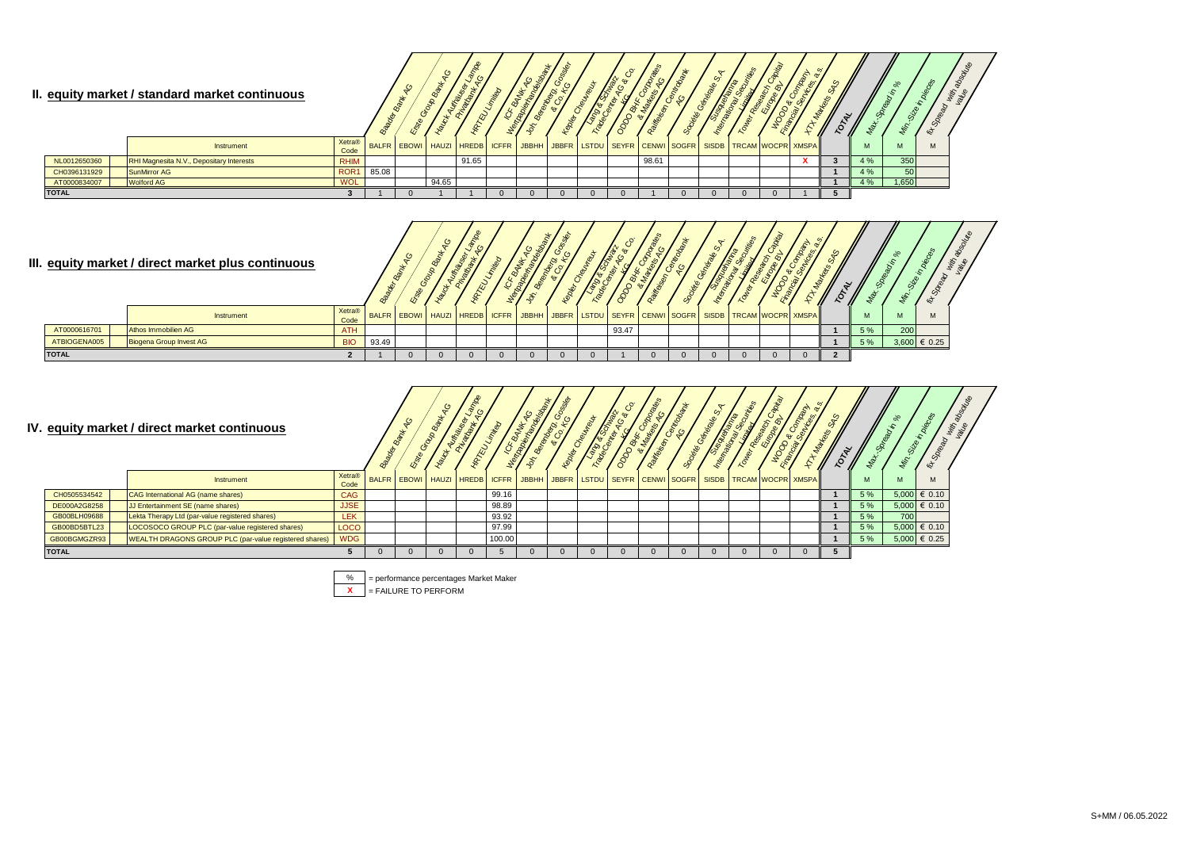## II. equity market / standard market continuous

| | Instrument | Xetra® Code | BALFR | EBOWI | HAUZI | HREDB | ICFFR | JBBHH | JBBFR | LSTDU | SEYFR | CENWI | SOGFR | SISDB | TRCAM | WOCPR | XMSPA | TOTAL | Max.-Spread in % | Min.-Size in pieces | fix Spread with absolute value |
|---|---|---|---|---|---|---|---|---|---|---|---|---|---|---|---|---|---|---|---|---|---|
| | | | Baader Bank AG | Erste Group Bank AG | Hauck Aufhäuser Lampe Privatbank AG | HRTEU Limited | ICF BANK AG Wertpapierhandelsbank | Joh. Berenberg, Gossler & Co. KG | Kepler Cheuvreux | Lang & Schwarz TradeCenter AG & Co. KG | ODDO BHF Corporates & Markets AG | Raiffeisen Centrobank AG | Société Générale S.A. | Susquehanna International Securities Limited | Tower Research Capital Europe BV | WOOD & Company Financial Services, a.s. | XTX Markets SAS | | M | M | M |
| NL0012650360 | RHI Magnesita N.V., Depositary Interests | RHIM | | | | 91.65 | | | | | | 98.61 | | | | | X | 3 | 4 % | 350 | |
| CH0396131929 | SunMirror AG | ROR1 | 85.08 | | | | | | | | | | | | | | | 1 | 4 % | 50 | |
| AT0000834007 | Wolford AG | WOL | | | 94.65 | | | | | | | | | | | | | 1 | 4 % | 1,650 | |
| **TOTAL** | | 3 | 1 | 0 | 1 | 1 | 0 | 0 | 0 | 0 | 0 | 1 | 0 | 0 | 0 | 0 | 1 | 5 | | | |

## III. equity market / direct market plus continuous

| | Instrument | Xetra® Code | BALFR | EBOWI | HAUZI | HREDB | ICFFR | JBBHH | JBBFR | LSTDU | SEYFR | CENWI | SOGFR | SISDB | TRCAM | WOCPR | XMSPA | TOTAL | Max.-Spread in % | Min.-Size in pieces | fix Spread with absolute value |
|---|---|---|---|---|---|---|---|---|---|---|---|---|---|---|---|---|---|---|---|---|---|
| | | | Baader Bank AG | Erste Group Bank AG | Hauck Aufhäuser Lampe Privatbank AG | HRTEU Limited | ICF BANK AG Wertpapierhandelsbank | Joh. Berenberg, Gossler & Co. KG | Kepler Cheuvreux | Lang & Schwarz TradeCenter AG & Co. KG | ODDO BHF Corporates & Markets AG | Raiffeisen Centrobank AG | Société Générale S.A. | Susquehanna International Securities Limited | Tower Research Capital Europe BV | WOOD & Company Financial Services, a.s. | XTX Markets SAS | | M | M | M |
| AT0000616701 | Athos Immobilien AG | ATH | | | | | | | | | 93.47 | | | | | | | 1 | 5 % | 200 | |
| ATBIOGENA005 | Biogena Group Invest AG | BIO | 93.49 | | | | | | | | | | | | | | | 1 | 5 % | 3,600 | € 0.25 |
| **TOTAL** | | 2 | 1 | 0 | 0 | 0 | 0 | 0 | 0 | 0 | 1 | 0 | 0 | 0 | 0 | 0 | 0 | 2 | | | |

## IV. equity market / direct market continuous

| | Instrument | Xetra® Code | BALFR | EBOWI | HAUZI | HREDB | ICFFR | JBBHH | JBBFR | LSTDU | SEYFR | CENWI | SOGFR | SISDB | TRCAM | WOCPR | XMSPA | TOTAL | Max.-Spread in % | Min.-Size in pieces | fix Spread with absolute value |
|---|---|---|---|---|---|---|---|---|---|---|---|---|---|---|---|---|---|---|---|---|---|
| | | | Baader Bank AG | Erste Group Bank AG | Hauck Aufhäuser Lampe Privatbank AG | HRTEU Limited | ICF BANK AG Wertpapierhandelsbank | Joh. Berenberg, Gossler & Co. KG | Kepler Cheuvreux | Lang & Schwarz TradeCenter AG & Co. KG | ODDO BHF Corporates & Markets AG | Raiffeisen Centrobank AG | Société Générale S.A. | Susquehanna International Securities Limited | Tower Research Capital Europe BV | WOOD & Company Financial Services, a.s. | XTX Markets SAS | | M | M | M |
| CH0505534542 | CAG International AG (name shares) | CAG | | | | | 99.16 | | | | | | | | | | | 1 | 5 % | 5,000 | € 0.10 |
| DE000A2G8258 | JJ Entertainment SE (name shares) | JJSE | | | | | 98.89 | | | | | | | | | | | 1 | 5 % | 5,000 | € 0.10 |
| GB00BLH09688 | Lekta Therapy Ltd (par-value registered shares) | LEK | | | | | 93.92 | | | | | | | | | | | 1 | 5 % | 700 | |
| GB00BD5BTL23 | LOCOSOCO GROUP PLC (par-value registered shares) | LOCO | | | | | 97.99 | | | | | | | | | | | 1 | 5 % | 5,000 | € 0.10 |
| GB00BGMGZR93 | WEALTH DRAGONS GROUP PLC (par-value registered shares) | WDG | | | | | 100.00 | | | | | | | | | | | 1 | 5 % | 5,000 | € 0.25 |
| **TOTAL** | | 5 | 0 | 0 | 0 | 0 | 5 | 0 | 0 | 0 | 0 | 0 | 0 | 0 | 0 | 0 | 0 | 5 | | | |

% = performance percentages Market Maker

X = FAILURE TO PERFORM

S+MM / 06.05.2022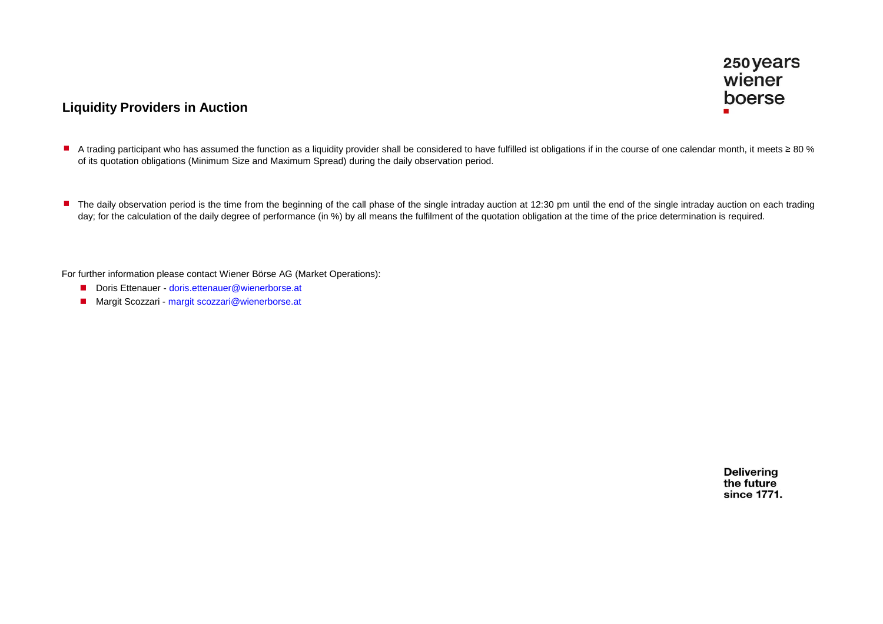## Liquidity Providers in Auction

- A trading participant who has assumed the function as a liquidity provider shall be considered to have fulfilled ist obligations if in the course of one calendar month, it meets ≥ 80 % of its quotation obligations (Minimum Size and Maximum Spread) during the daily observation period.

- The daily observation period is the time from the beginning of the call phase of the single intraday auction at 12:30 pm until the end of the single intraday auction on each trading day; for the calculation of the daily degree of performance (in %) by all means the fulfilment of the quotation obligation at the time of the price determination is required.

For further information please contact Wiener Börse AG (Market Operations):

- Doris Ettenauer - doris.ettenauer@wienerborse.at
- Margit Scozzari - margit scozzari@wienerborse.at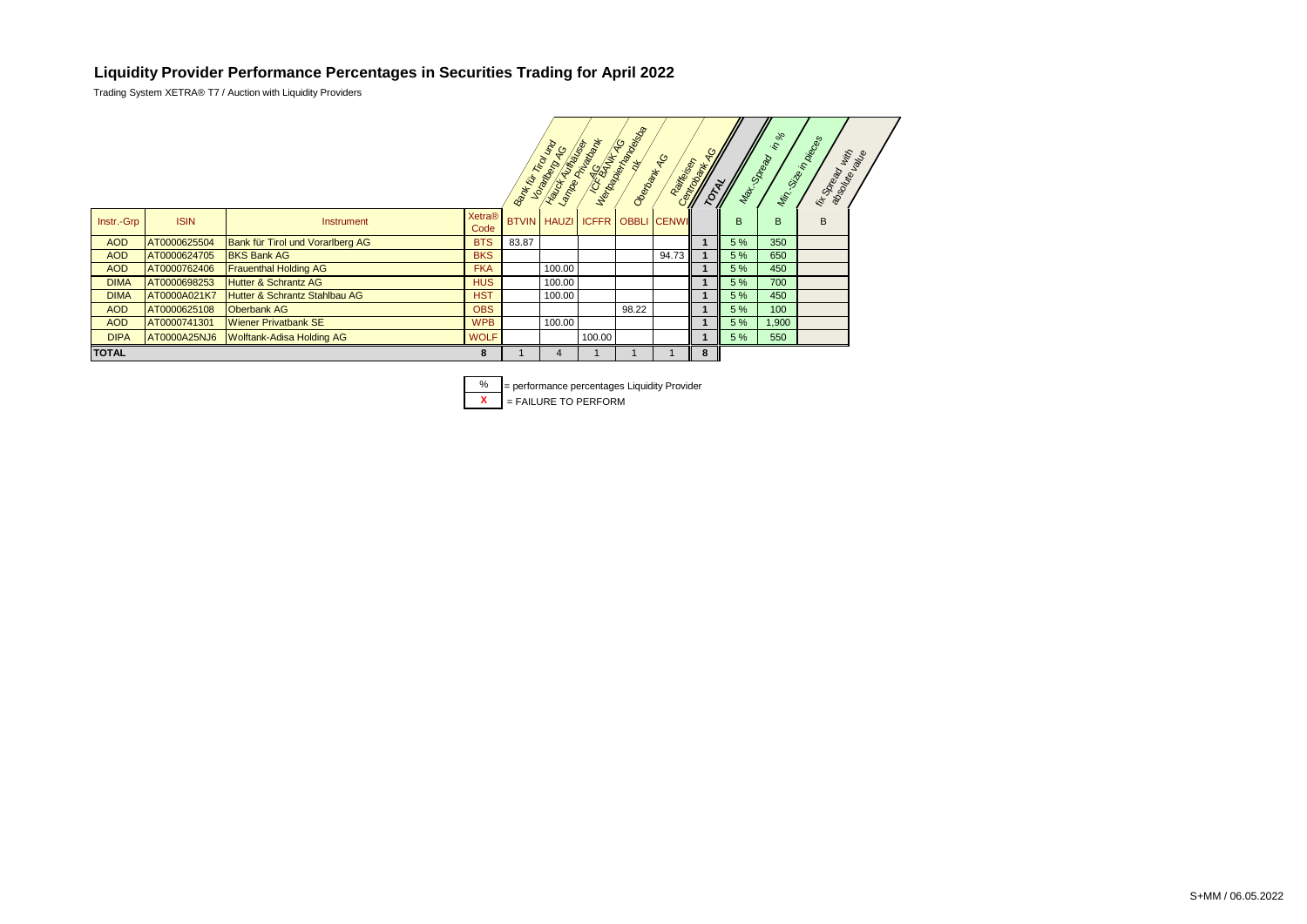# Liquidity Provider Performance Percentages in Securities Trading for April 2022

Trading System XETRA® T7 / Auction with Liquidity Providers

| Instr.-Grp | ISIN | Instrument | Xetra® Code | Bank für Tirol und Vorarlberg AG | Hauck Aufhäuser Lampe Privatbank AG | ICF BANK AG Wertpapierhandelsbank | Oberbank AG | Raiffeisen Centrobank AG | TOTAL | Max.-Spread in % | Min.-Size in pieces | fix Spread with absolute value |
|---|---|---|---|---|---|---|---|---|---|---|---|---|
| | | | | BTVIN | HAUZI | ICFFR | OBBLI | CENWI | | B | B | B |
| AOD | AT0000625504 | Bank für Tirol und Vorarlberg AG | BTS | 83.87 | | | | | 1 | 5 % | 350 | |
| AOD | AT0000624705 | BKS Bank AG | BKS | | | | | 94.73 | 1 | 5 % | 650 | |
| AOD | AT0000762406 | Frauenthal Holding AG | FKA | | 100.00 | | | | 1 | 5 % | 450 | |
| DIMA | AT0000698253 | Hutter & Schrantz AG | HUS | | 100.00 | | | | 1 | 5 % | 700 | |
| DIMA | AT0000A021K7 | Hutter & Schrantz Stahlbau AG | HST | | 100.00 | | | | 1 | 5 % | 450 | |
| AOD | AT0000625108 | Oberbank AG | OBS | | | | 98.22 | | 1 | 5 % | 100 | |
| AOD | AT0000741301 | Wiener Privatbank SE | WPB | | 100.00 | | | | 1 | 5 % | 1,900 | |
| DIPA | AT0000A25NJ6 | Wolftank-Adisa Holding AG | WOLF | | | 100.00 | | | 1 | 5 % | 550 | |
| **TOTAL** | | | 8 | 1 | 4 | 1 | 1 | 1 | 8 | | | |

% = performance percentages Liquidity Provider

X = FAILURE TO PERFORM

S+MM / 06.05.2022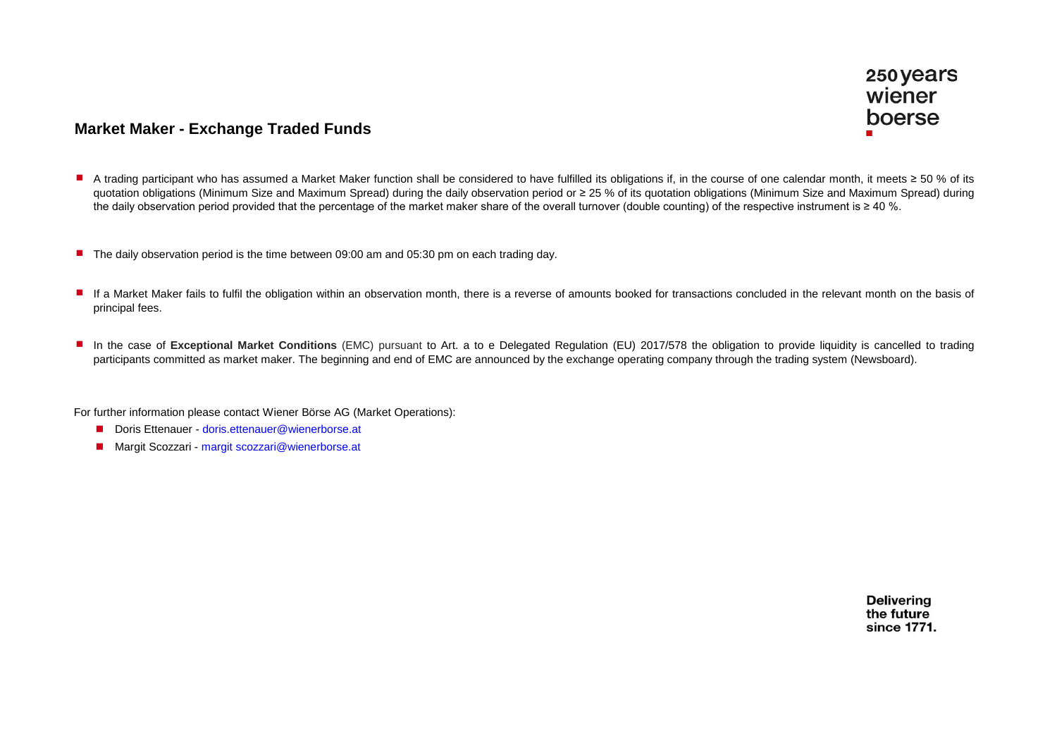## Market Maker - Exchange Traded Funds

- A trading participant who has assumed a Market Maker function shall be considered to have fulfilled its obligations if, in the course of one calendar month, it meets ≥ 50 % of its quotation obligations (Minimum Size and Maximum Spread) during the daily observation period or ≥ 25 % of its quotation obligations (Minimum Size and Maximum Spread) during the daily observation period provided that the percentage of the market maker share of the overall turnover (double counting) of the respective instrument is ≥ 40 %.

- The daily observation period is the time between 09:00 am and 05:30 pm on each trading day.

- If a Market Maker fails to fulfil the obligation within an observation month, there is a reverse of amounts booked for transactions concluded in the relevant month on the basis of principal fees.

- In the case of **Exceptional Market Conditions** (EMC) pursuant to Art. a to e Delegated Regulation (EU) 2017/578 the obligation to provide liquidity is cancelled to trading participants committed as market maker. The beginning and end of EMC are announced by the exchange operating company through the trading system (Newsboard).

For further information please contact Wiener Börse AG (Market Operations):

- Doris Ettenauer - doris.ettenauer@wienerborse.at
- Margit Scozzari - margit scozzari@wienerborse.at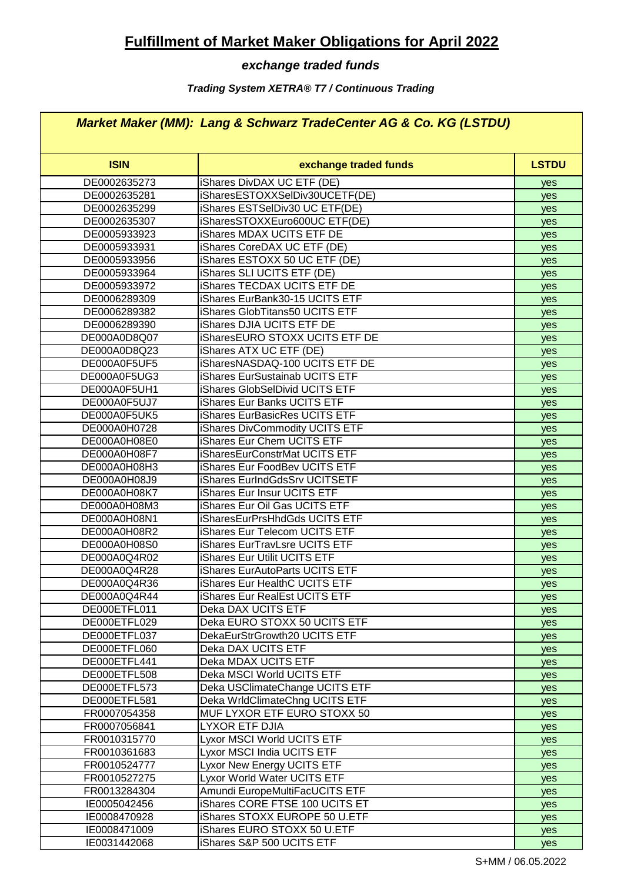# Fulfillment of Market Maker Obligations for April 2022

## *exchange traded funds*

***Trading System XETRA® T7 / Continuous Trading***

| ***Market Maker (MM): Lang & Schwarz TradeCenter AG & Co. KG (LSTDU)*** | | |
|---|---|---|
| **ISIN** | **exchange traded funds** | **LSTDU** |
| DE0002635273 | iShares DivDAX UC ETF (DE) | yes |
| DE0002635281 | iSharesESTOXXSelDiv30UCETF(DE) | yes |
| DE0002635299 | iShares ESTSelDiv30 UC ETF(DE) | yes |
| DE0002635307 | iSharesSTOXXEuro600UC ETF(DE) | yes |
| DE0005933923 | iShares MDAX UCITS ETF DE | yes |
| DE0005933931 | iShares CoreDAX UC ETF (DE) | yes |
| DE0005933956 | iShares ESTOXX 50 UC ETF (DE) | yes |
| DE0005933964 | iShares SLI UCITS ETF (DE) | yes |
| DE0005933972 | iShares TECDAX UCITS ETF DE | yes |
| DE0006289309 | iShares EurBank30-15 UCITS ETF | yes |
| DE0006289382 | iShares GlobTitans50 UCITS ETF | yes |
| DE0006289390 | iShares DJIA UCITS ETF DE | yes |
| DE000A0D8Q07 | iSharesEURO STOXX UCITS ETF DE | yes |
| DE000A0D8Q23 | iShares ATX UC ETF (DE) | yes |
| DE000A0F5UF5 | iSharesNASDAQ-100 UCITS ETF DE | yes |
| DE000A0F5UG3 | iShares EurSustainab UCITS ETF | yes |
| DE000A0F5UH1 | iShares GlobSelDivid UCITS ETF | yes |
| DE000A0F5UJ7 | iShares Eur Banks UCITS ETF | yes |
| DE000A0F5UK5 | iShares EurBasicRes UCITS ETF | yes |
| DE000A0H0728 | iShares DivCommodity UCITS ETF | yes |
| DE000A0H08E0 | iShares Eur Chem UCITS ETF | yes |
| DE000A0H08F7 | iSharesEurConstrMat UCITS ETF | yes |
| DE000A0H08H3 | iShares Eur FoodBev UCITS ETF | yes |
| DE000A0H08J9 | iShares EurIndGdsSrv UCITSETF | yes |
| DE000A0H08K7 | iShares Eur Insur UCITS ETF | yes |
| DE000A0H08M3 | iShares Eur Oil Gas UCITS ETF | yes |
| DE000A0H08N1 | iSharesEurPrsHhdGds UCITS ETF | yes |
| DE000A0H08R2 | iShares Eur Telecom UCITS ETF | yes |
| DE000A0H08S0 | iShares EurTravLsre UCITS ETF | yes |
| DE000A0Q4R02 | iShares Eur Utilit UCITS ETF | yes |
| DE000A0Q4R28 | iShares EurAutoParts UCITS ETF | yes |
| DE000A0Q4R36 | iShares Eur HealthC UCITS ETF | yes |
| DE000A0Q4R44 | iShares Eur RealEst UCITS ETF | yes |
| DE000ETFL011 | Deka DAX UCITS ETF | yes |
| DE000ETFL029 | Deka EURO STOXX 50 UCITS ETF | yes |
| DE000ETFL037 | DekaEurStrGrowth20 UCITS ETF | yes |
| DE000ETFL060 | Deka DAX UCITS ETF | yes |
| DE000ETFL441 | Deka MDAX UCITS ETF | yes |
| DE000ETFL508 | Deka MSCI World UCITS ETF | yes |
| DE000ETFL573 | Deka USClimateChange UCITS ETF | yes |
| DE000ETFL581 | Deka WrldClimateChng UCITS ETF | yes |
| FR0007054358 | MUF LYXOR ETF EURO STOXX 50 | yes |
| FR0007056841 | LYXOR ETF DJIA | yes |
| FR0010315770 | Lyxor MSCI World UCITS ETF | yes |
| FR0010361683 | Lyxor MSCI India UCITS ETF | yes |
| FR0010524777 | Lyxor New Energy UCITS ETF | yes |
| FR0010527275 | Lyxor World Water UCITS ETF | yes |
| FR0013284304 | Amundi EuropeMultiFacUCITS ETF | yes |
| IE0005042456 | iShares CORE FTSE 100 UCITS ET | yes |
| IE0008470928 | iShares STOXX EUROPE 50 U.ETF | yes |
| IE0008471009 | iShares EURO STOXX 50 U.ETF | yes |
| IE0031442068 | iShares S&P 500 UCITS ETF | yes |

S+MM / 06.05.2022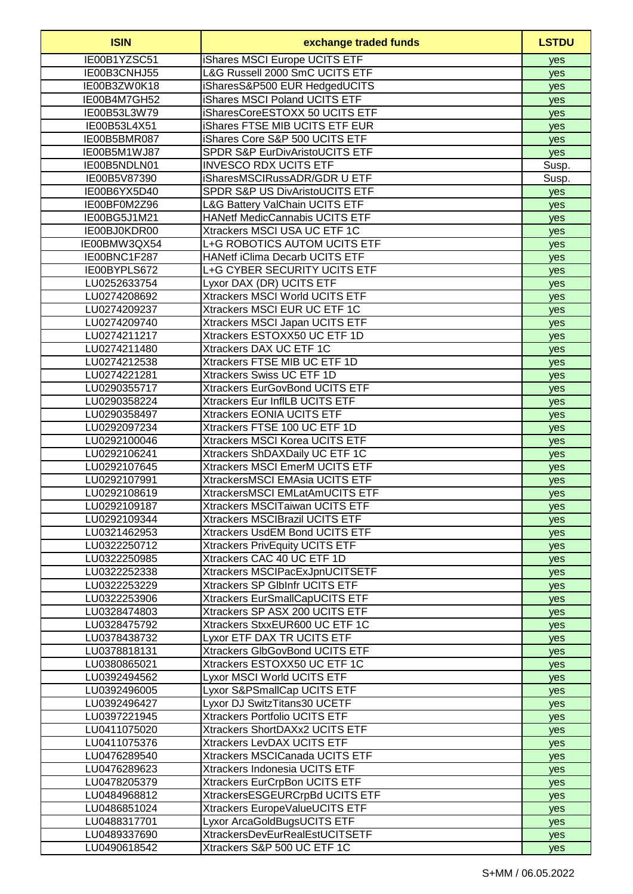| ISIN | exchange traded funds | LSTDU |
|---|---|---|
| IE00B1YZSC51 | iShares MSCI Europe UCITS ETF | yes |
| IE00B3CNHJ55 | L&G Russell 2000 SmC UCITS ETF | yes |
| IE00B3ZW0K18 | iSharesS&P500 EUR HedgedUCITS | yes |
| IE00B4M7GH52 | iShares MSCI Poland UCITS ETF | yes |
| IE00B53L3W79 | iSharesCoreESTOXX 50 UCITS ETF | yes |
| IE00B53L4X51 | iShares FTSE MIB UCITS ETF EUR | yes |
| IE00B5BMR087 | iShares Core S&P 500 UCITS ETF | yes |
| IE00B5M1WJ87 | SPDR S&P EurDivAristoUCITS ETF | yes |
| IE00B5NDLN01 | INVESCO RDX UCITS ETF | Susp. |
| IE00B5V87390 | iSharesMSCIRussADR/GDR U ETF | Susp. |
| IE00B6YX5D40 | SPDR S&P US DivAristoUCITS ETF | yes |
| IE00BF0M2Z96 | L&G Battery ValChain UCITS ETF | yes |
| IE00BG5J1M21 | HANetf MedicCannabis UCITS ETF | yes |
| IE00BJ0KDR00 | Xtrackers MSCI USA UC ETF 1C | yes |
| IE00BMW3QX54 | L+G ROBOTICS AUTOM UCITS ETF | yes |
| IE00BNC1F287 | HANetf iClima Decarb UCITS ETF | yes |
| IE00BYPLS672 | L+G CYBER SECURITY UCITS ETF | yes |
| LU0252633754 | Lyxor DAX (DR) UCITS ETF | yes |
| LU0274208692 | Xtrackers MSCI World UCITS ETF | yes |
| LU0274209237 | Xtrackers MSCI EUR UC ETF 1C | yes |
| LU0274209740 | Xtrackers MSCI Japan UCITS ETF | yes |
| LU0274211217 | Xtrackers ESTOXX50 UC ETF 1D | yes |
| LU0274211480 | Xtrackers DAX UC ETF 1C | yes |
| LU0274212538 | Xtrackers FTSE MIB UC ETF 1D | yes |
| LU0274221281 | Xtrackers Swiss UC ETF 1D | yes |
| LU0290355717 | Xtrackers EurGovBond UCITS ETF | yes |
| LU0290358224 | Xtrackers Eur InflLB UCITS ETF | yes |
| LU0290358497 | Xtrackers EONIA UCITS ETF | yes |
| LU0292097234 | Xtrackers FTSE 100 UC ETF 1D | yes |
| LU0292100046 | Xtrackers MSCI Korea UCITS ETF | yes |
| LU0292106241 | Xtrackers ShDAXDaily UC ETF 1C | yes |
| LU0292107645 | Xtrackers MSCI EmerM UCITS ETF | yes |
| LU0292107991 | XtrackersMSCI EMAsia UCITS ETF | yes |
| LU0292108619 | XtrackersMSCI EMLatAmUCITS ETF | yes |
| LU0292109187 | Xtrackers MSCITaiwan UCITS ETF | yes |
| LU0292109344 | Xtrackers MSCIBrazil UCITS ETF | yes |
| LU0321462953 | Xtrackers UsdEM Bond UCITS ETF | yes |
| LU0322250712 | Xtrackers PrivEquity UCITS ETF | yes |
| LU0322250985 | Xtrackers CAC 40 UC ETF 1D | yes |
| LU0322252338 | Xtrackers MSCIPacExJpnUCITSETF | yes |
| LU0322253229 | Xtrackers SP GlbInfr UCITS ETF | yes |
| LU0322253906 | Xtrackers EurSmallCapUCITS ETF | yes |
| LU0328474803 | Xtrackers SP ASX 200 UCITS ETF | yes |
| LU0328475792 | Xtrackers StxxEUR600 UC ETF 1C | yes |
| LU0378438732 | Lyxor ETF DAX TR UCITS ETF | yes |
| LU0378818131 | Xtrackers GlbGovBond UCITS ETF | yes |
| LU0380865021 | Xtrackers ESTOXX50 UC ETF 1C | yes |
| LU0392494562 | Lyxor MSCI World UCITS ETF | yes |
| LU0392496005 | Lyxor S&PSmallCap UCITS ETF | yes |
| LU0392496427 | Lyxor DJ SwitzTitans30 UCETF | yes |
| LU0397221945 | Xtrackers Portfolio UCITS ETF | yes |
| LU0411075020 | Xtrackers ShortDAXx2 UCITS ETF | yes |
| LU0411075376 | Xtrackers LevDAX UCITS ETF | yes |
| LU0476289540 | Xtrackers MSCICanada UCITS ETF | yes |
| LU0476289623 | Xtrackers Indonesia UCITS ETF | yes |
| LU0478205379 | Xtrackers EurCrpBon UCITS ETF | yes |
| LU0484968812 | XtrackersESGEURCrpBd UCITS ETF | yes |
| LU0486851024 | Xtrackers EuropeValueUCITS ETF | yes |
| LU0488317701 | Lyxor ArcaGoldBugsUCITS ETF | yes |
| LU0489337690 | XtrackersDevEurRealEstUCITSETF | yes |
| LU0490618542 | Xtrackers S&P 500 UC ETF 1C | yes |

S+MM / 06.05.2022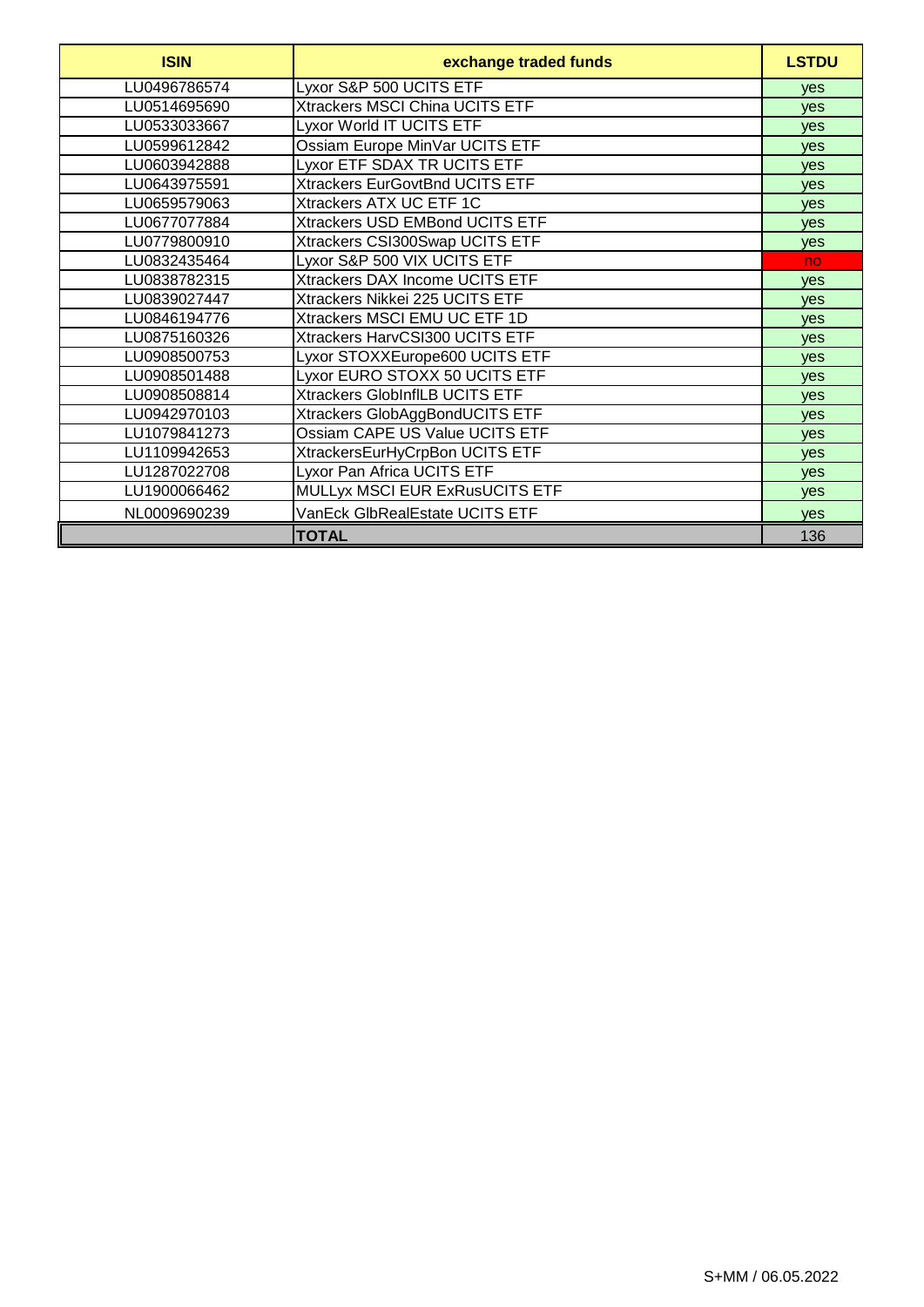| ISIN | exchange traded funds | LSTDU |
|---|---|---|
| LU0496786574 | Lyxor S&P 500 UCITS ETF | yes |
| LU0514695690 | Xtrackers MSCI China UCITS ETF | yes |
| LU0533033667 | Lyxor World IT UCITS ETF | yes |
| LU0599612842 | Ossiam Europe MinVar UCITS ETF | yes |
| LU0603942888 | Lyxor ETF SDAX TR UCITS ETF | yes |
| LU0643975591 | Xtrackers EurGovtBnd UCITS ETF | yes |
| LU0659579063 | Xtrackers ATX UC ETF 1C | yes |
| LU0677077884 | Xtrackers USD EMBond UCITS ETF | yes |
| LU0779800910 | Xtrackers CSI300Swap UCITS ETF | yes |
| LU0832435464 | Lyxor S&P 500 VIX UCITS ETF | no |
| LU0838782315 | Xtrackers DAX Income UCITS ETF | yes |
| LU0839027447 | Xtrackers Nikkei 225 UCITS ETF | yes |
| LU0846194776 | Xtrackers MSCI EMU UC ETF 1D | yes |
| LU0875160326 | Xtrackers HarvCSI300 UCITS ETF | yes |
| LU0908500753 | Lyxor STOXXEurope600 UCITS ETF | yes |
| LU0908501488 | Lyxor EURO STOXX 50 UCITS ETF | yes |
| LU0908508814 | Xtrackers GlobInflLB UCITS ETF | yes |
| LU0942970103 | Xtrackers GlobAggBondUCITS ETF | yes |
| LU1079841273 | Ossiam CAPE US Value UCITS ETF | yes |
| LU1109942653 | XtrackersEurHyCrpBon UCITS ETF | yes |
| LU1287022708 | Lyxor Pan Africa UCITS ETF | yes |
| LU1900066462 | MULLyx MSCI EUR ExRusUCITS ETF | yes |
| NL0009690239 | VanEck GlbRealEstate UCITS ETF | yes |
| | **TOTAL** | 136 |

S+MM / 06.05.2022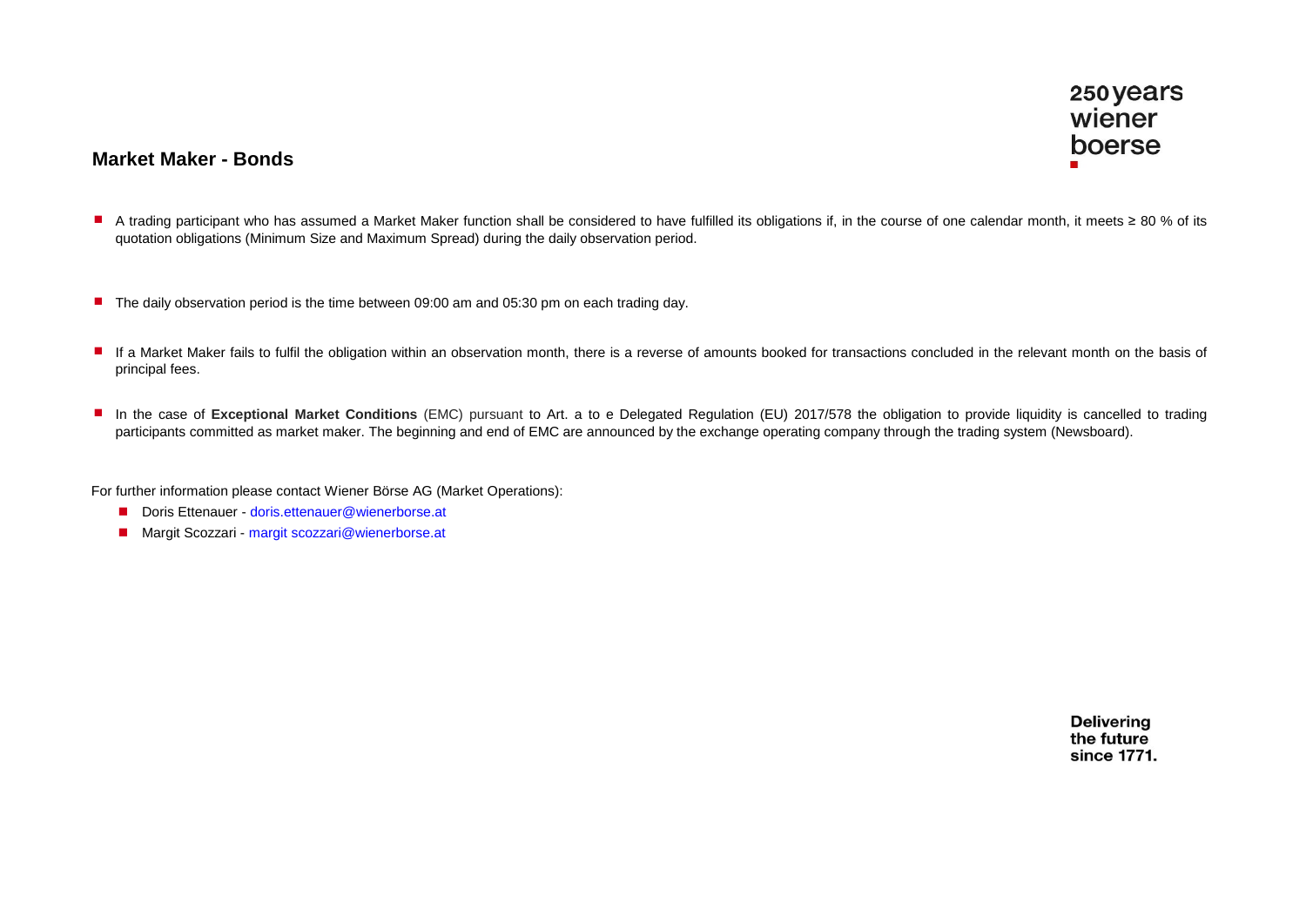## Market Maker - Bonds

- A trading participant who has assumed a Market Maker function shall be considered to have fulfilled its obligations if, in the course of one calendar month, it meets ≥ 80 % of its quotation obligations (Minimum Size and Maximum Spread) during the daily observation period.

- The daily observation period is the time between 09:00 am and 05:30 pm on each trading day.

- If a Market Maker fails to fulfil the obligation within an observation month, there is a reverse of amounts booked for transactions concluded in the relevant month on the basis of principal fees.

- In the case of **Exceptional Market Conditions** (EMC) pursuant to Art. a to e Delegated Regulation (EU) 2017/578 the obligation to provide liquidity is cancelled to trading participants committed as market maker. The beginning and end of EMC are announced by the exchange operating company through the trading system (Newsboard).

For further information please contact Wiener Börse AG (Market Operations):

- Doris Ettenauer - doris.ettenauer@wienerborse.at
- Margit Scozzari - margit scozzari@wienerborse.at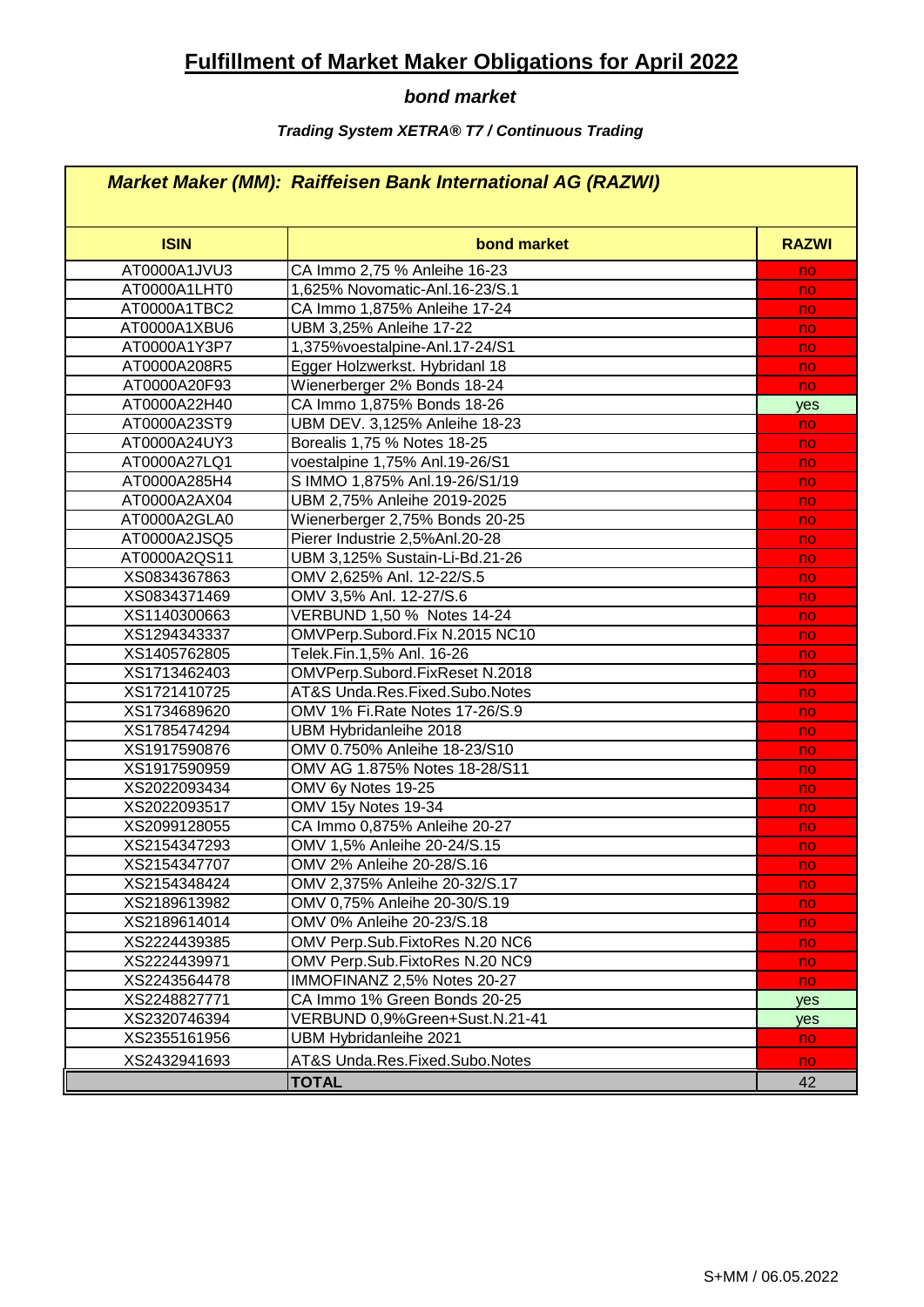# Fulfillment of Market Maker Obligations for April 2022

### *bond market*

#### *Trading System XETRA® T7 / Continuous Trading*

| ***Market Maker (MM): Raiffeisen Bank International AG (RAZWI)*** | | |
|---|---|---|
| **ISIN** | **bond market** | **RAZWI** |
| AT0000A1JVU3 | CA Immo 2,75 % Anleihe 16-23 | no |
| AT0000A1LHT0 | 1,625% Novomatic-Anl.16-23/S.1 | no |
| AT0000A1TBC2 | CA Immo 1,875% Anleihe 17-24 | no |
| AT0000A1XBU6 | UBM 3,25% Anleihe 17-22 | no |
| AT0000A1Y3P7 | 1,375%voestalpine-Anl.17-24/S1 | no |
| AT0000A208R5 | Egger Holzwerkst. Hybridanl 18 | no |
| AT0000A20F93 | Wienerberger 2% Bonds 18-24 | no |
| AT0000A22H40 | CA Immo 1,875% Bonds 18-26 | yes |
| AT0000A23ST9 | UBM DEV. 3,125% Anleihe 18-23 | no |
| AT0000A24UY3 | Borealis 1,75 % Notes 18-25 | no |
| AT0000A27LQ1 | voestalpine 1,75% Anl.19-26/S1 | no |
| AT0000A285H4 | S IMMO 1,875% Anl.19-26/S1/19 | no |
| AT0000A2AX04 | UBM 2,75% Anleihe 2019-2025 | no |
| AT0000A2GLA0 | Wienerberger 2,75% Bonds 20-25 | no |
| AT0000A2JSQ5 | Pierer Industrie 2,5%Anl.20-28 | no |
| AT0000A2QS11 | UBM 3,125% Sustain-Li-Bd.21-26 | no |
| XS0834367863 | OMV 2,625% Anl. 12-22/S.5 | no |
| XS0834371469 | OMV 3,5% Anl. 12-27/S.6 | no |
| XS1140300663 | VERBUND 1,50 % Notes 14-24 | no |
| XS1294343337 | OMVPerp.Subord.Fix N.2015 NC10 | no |
| XS1405762805 | Telek.Fin.1,5% Anl. 16-26 | no |
| XS1713462403 | OMVPerp.Subord.FixReset N.2018 | no |
| XS1721410725 | AT&S Unda.Res.Fixed.Subo.Notes | no |
| XS1734689620 | OMV 1% Fi.Rate Notes 17-26/S.9 | no |
| XS1785474294 | UBM Hybridanleihe 2018 | no |
| XS1917590876 | OMV 0.750% Anleihe 18-23/S10 | no |
| XS1917590959 | OMV AG 1.875% Notes 18-28/S11 | no |
| XS2022093434 | OMV 6y Notes 19-25 | no |
| XS2022093517 | OMV 15y Notes 19-34 | no |
| XS2099128055 | CA Immo 0,875% Anleihe 20-27 | no |
| XS2154347293 | OMV 1,5% Anleihe 20-24/S.15 | no |
| XS2154347707 | OMV 2% Anleihe 20-28/S.16 | no |
| XS2154348424 | OMV 2,375% Anleihe 20-32/S.17 | no |
| XS2189613982 | OMV 0,75% Anleihe 20-30/S.19 | no |
| XS2189614014 | OMV 0% Anleihe 20-23/S.18 | no |
| XS2224439385 | OMV Perp.Sub.FixtoRes N.20 NC6 | no |
| XS2224439971 | OMV Perp.Sub.FixtoRes N.20 NC9 | no |
| XS2243564478 | IMMOFINANZ 2,5% Notes 20-27 | no |
| XS2248827771 | CA Immo 1% Green Bonds 20-25 | yes |
| XS2320746394 | VERBUND 0,9%Green+Sust.N.21-41 | yes |
| XS2355161956 | UBM Hybridanleihe 2021 | no |
| XS2432941693 | AT&S Unda.Res.Fixed.Subo.Notes | no |
| | **TOTAL** | 42 |

S+MM / 06.05.2022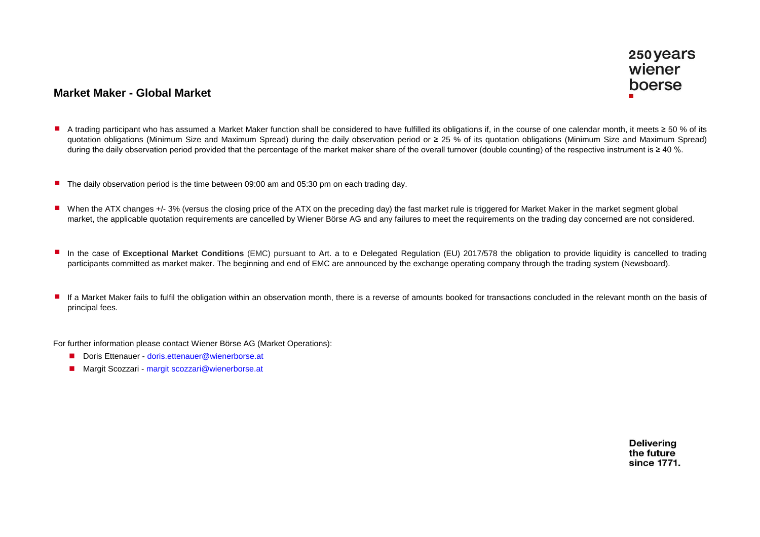## Market Maker - Global Market

- A trading participant who has assumed a Market Maker function shall be considered to have fulfilled its obligations if, in the course of one calendar month, it meets ≥ 50 % of its quotation obligations (Minimum Size and Maximum Spread) during the daily observation period or ≥ 25 % of its quotation obligations (Minimum Size and Maximum Spread) during the daily observation period provided that the percentage of the market maker share of the overall turnover (double counting) of the respective instrument is ≥ 40 %.
- The daily observation period is the time between 09:00 am and 05:30 pm on each trading day.
- When the ATX changes +/- 3% (versus the closing price of the ATX on the preceding day) the fast market rule is triggered for Market Maker in the market segment global market, the applicable quotation requirements are cancelled by Wiener Börse AG and any failures to meet the requirements on the trading day concerned are not considered.
- In the case of **Exceptional Market Conditions** (EMC) pursuant to Art. a to e Delegated Regulation (EU) 2017/578 the obligation to provide liquidity is cancelled to trading participants committed as market maker. The beginning and end of EMC are announced by the exchange operating company through the trading system (Newsboard).
- If a Market Maker fails to fulfil the obligation within an observation month, there is a reverse of amounts booked for transactions concluded in the relevant month on the basis of principal fees.

For further information please contact Wiener Börse AG (Market Operations):

- Doris Ettenauer - doris.ettenauer@wienerborse.at
- Margit Scozzari - margit scozzari@wienerborse.at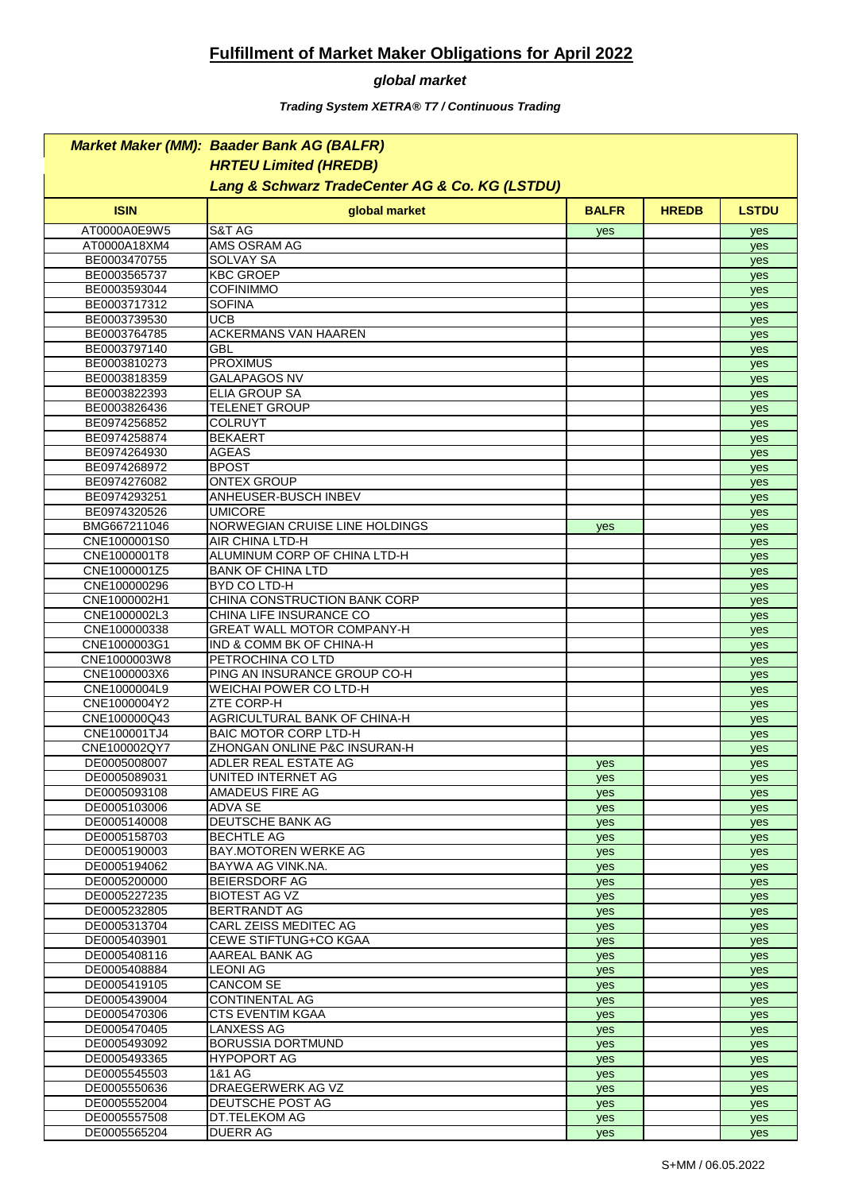# Fulfillment of Market Maker Obligations for April 2022

## *global market*

### *Trading System XETRA® T7 / Continuous Trading*

| | ***Market Maker (MM): Baader Bank AG (BALFR)*** ***HRTEU Limited (HREDB)*** ***Lang & Schwarz TradeCenter AG & Co. KG (LSTDU)*** | | | |
|---|---|---|---|---|
| **ISIN** | **global market** | **BALFR** | **HREDB** | **LSTDU** |
| AT0000A0E9W5 | S&T AG | yes | | yes |
| AT0000A18XM4 | AMS OSRAM AG | | | yes |
| BE0003470755 | SOLVAY SA | | | yes |
| BE0003565737 | KBC GROEP | | | yes |
| BE0003593044 | COFINIMMO | | | yes |
| BE0003717312 | SOFINA | | | yes |
| BE0003739530 | UCB | | | yes |
| BE0003764785 | ACKERMANS VAN HAAREN | | | yes |
| BE0003797140 | GBL | | | yes |
| BE0003810273 | PROXIMUS | | | yes |
| BE0003818359 | GALAPAGOS NV | | | yes |
| BE0003822393 | ELIA GROUP SA | | | yes |
| BE0003826436 | TELENET GROUP | | | yes |
| BE0974256852 | COLRUYT | | | yes |
| BE0974258874 | BEKAERT | | | yes |
| BE0974264930 | AGEAS | | | yes |
| BE0974268972 | BPOST | | | yes |
| BE0974276082 | ONTEX GROUP | | | yes |
| BE0974293251 | ANHEUSER-BUSCH INBEV | | | yes |
| BE0974320526 | UMICORE | | | yes |
| BMG667211046 | NORWEGIAN CRUISE LINE HOLDINGS | yes | | yes |
| CNE1000001S0 | AIR CHINA LTD-H | | | yes |
| CNE1000001T8 | ALUMINUM CORP OF CHINA LTD-H | | | yes |
| CNE1000001Z5 | BANK OF CHINA LTD | | | yes |
| CNE100000296 | BYD CO LTD-H | | | yes |
| CNE1000002H1 | CHINA CONSTRUCTION BANK CORP | | | yes |
| CNE1000002L3 | CHINA LIFE INSURANCE CO | | | yes |
| CNE100000338 | GREAT WALL MOTOR COMPANY-H | | | yes |
| CNE1000003G1 | IND & COMM BK OF CHINA-H | | | yes |
| CNE1000003W8 | PETROCHINA CO LTD | | | yes |
| CNE1000003X6 | PING AN INSURANCE GROUP CO-H | | | yes |
| CNE1000004L9 | WEICHAI POWER CO LTD-H | | | yes |
| CNE1000004Y2 | ZTE CORP-H | | | yes |
| CNE100000Q43 | AGRICULTURAL BANK OF CHINA-H | | | yes |
| CNE100001TJ4 | BAIC MOTOR CORP LTD-H | | | yes |
| CNE100002QY7 | ZHONGAN ONLINE P&C INSURAN-H | | | yes |
| DE0005008007 | ADLER REAL ESTATE AG | yes | | yes |
| DE0005089031 | UNITED INTERNET AG | yes | | yes |
| DE0005093108 | AMADEUS FIRE AG | yes | | yes |
| DE0005103006 | ADVA SE | yes | | yes |
| DE0005140008 | DEUTSCHE BANK AG | yes | | yes |
| DE0005158703 | BECHTLE AG | yes | | yes |
| DE0005190003 | BAY.MOTOREN WERKE AG | yes | | yes |
| DE0005194062 | BAYWA AG VINK.NA. | yes | | yes |
| DE0005200000 | BEIERSDORF AG | yes | | yes |
| DE0005227235 | BIOTEST AG VZ | yes | | yes |
| DE0005232805 | BERTRANDT AG | yes | | yes |
| DE0005313704 | CARL ZEISS MEDITEC AG | yes | | yes |
| DE0005403901 | CEWE STIFTUNG+CO KGAA | yes | | yes |
| DE0005408116 | AAREAL BANK AG | yes | | yes |
| DE0005408884 | LEONI AG | yes | | yes |
| DE0005419105 | CANCOM SE | yes | | yes |
| DE0005439004 | CONTINENTAL AG | yes | | yes |
| DE0005470306 | CTS EVENTIM KGAA | yes | | yes |
| DE0005470405 | LANXESS AG | yes | | yes |
| DE0005493092 | BORUSSIA DORTMUND | yes | | yes |
| DE0005493365 | HYPOPORT AG | yes | | yes |
| DE0005545503 | 1&1 AG | yes | | yes |
| DE0005550636 | DRAEGERWERK AG VZ | yes | | yes |
| DE0005552004 | DEUTSCHE POST AG | yes | | yes |
| DE0005557508 | DT.TELEKOM AG | yes | | yes |
| DE0005565204 | DUERR AG | yes | | yes |

S+MM / 06.05.2022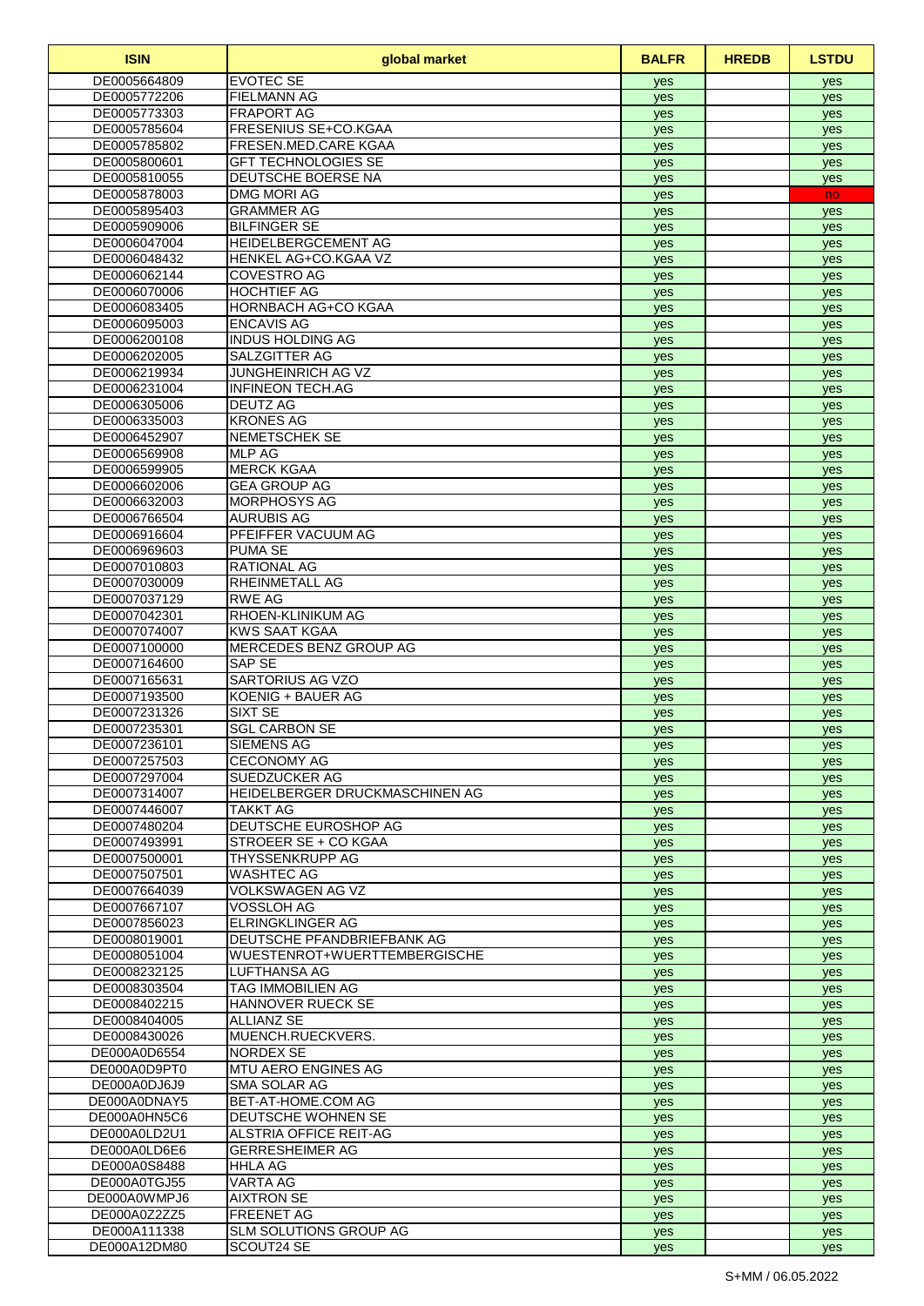| ISIN | global market | BALFR | HREDB | LSTDU |
|---|---|---|---|---|
| DE0005664809 | EVOTEC SE | yes | | yes |
| DE0005772206 | FIELMANN AG | yes | | yes |
| DE0005773303 | FRAPORT AG | yes | | yes |
| DE0005785604 | FRESENIUS SE+CO.KGAA | yes | | yes |
| DE0005785802 | FRESEN.MED.CARE KGAA | yes | | yes |
| DE0005800601 | GFT TECHNOLOGIES SE | yes | | yes |
| DE0005810055 | DEUTSCHE BOERSE NA | yes | | yes |
| DE0005878003 | DMG MORI AG | yes | | no |
| DE0005895403 | GRAMMER AG | yes | | yes |
| DE0005909006 | BILFINGER SE | yes | | yes |
| DE0006047004 | HEIDELBERGCEMENT AG | yes | | yes |
| DE0006048432 | HENKEL AG+CO.KGAA VZ | yes | | yes |
| DE0006062144 | COVESTRO AG | yes | | yes |
| DE0006070006 | HOCHTIEF AG | yes | | yes |
| DE0006083405 | HORNBACH AG+CO KGAA | yes | | yes |
| DE0006095003 | ENCAVIS AG | yes | | yes |
| DE0006200108 | INDUS HOLDING AG | yes | | yes |
| DE0006202005 | SALZGITTER AG | yes | | yes |
| DE0006219934 | JUNGHEINRICH AG VZ | yes | | yes |
| DE0006231004 | INFINEON TECH.AG | yes | | yes |
| DE0006305006 | DEUTZ AG | yes | | yes |
| DE0006335003 | KRONES AG | yes | | yes |
| DE0006452907 | NEMETSCHEK SE | yes | | yes |
| DE0006569908 | MLP AG | yes | | yes |
| DE0006599905 | MERCK KGAA | yes | | yes |
| DE0006602006 | GEA GROUP AG | yes | | yes |
| DE0006632003 | MORPHOSYS AG | yes | | yes |
| DE0006766504 | AURUBIS AG | yes | | yes |
| DE0006916604 | PFEIFFER VACUUM AG | yes | | yes |
| DE0006969603 | PUMA SE | yes | | yes |
| DE0007010803 | RATIONAL AG | yes | | yes |
| DE0007030009 | RHEINMETALL AG | yes | | yes |
| DE0007037129 | RWE AG | yes | | yes |
| DE0007042301 | RHOEN-KLINIKUM AG | yes | | yes |
| DE0007074007 | KWS SAAT KGAA | yes | | yes |
| DE0007100000 | MERCEDES BENZ GROUP AG | yes | | yes |
| DE0007164600 | SAP SE | yes | | yes |
| DE0007165631 | SARTORIUS AG VZO | yes | | yes |
| DE0007193500 | KOENIG + BAUER AG | yes | | yes |
| DE0007231326 | SIXT SE | yes | | yes |
| DE0007235301 | SGL CARBON SE | yes | | yes |
| DE0007236101 | SIEMENS AG | yes | | yes |
| DE0007257503 | CECONOMY AG | yes | | yes |
| DE0007297004 | SUEDZUCKER AG | yes | | yes |
| DE0007314007 | HEIDELBERGER DRUCKMASCHINEN AG | yes | | yes |
| DE0007446007 | TAKKT AG | yes | | yes |
| DE0007480204 | DEUTSCHE EUROSHOP AG | yes | | yes |
| DE0007493991 | STROEER SE + CO KGAA | yes | | yes |
| DE0007500001 | THYSSENKRUPP AG | yes | | yes |
| DE0007507501 | WASHTEC AG | yes | | yes |
| DE0007664039 | VOLKSWAGEN AG VZ | yes | | yes |
| DE0007667107 | VOSSLOH AG | yes | | yes |
| DE0007856023 | ELRINGKLINGER AG | yes | | yes |
| DE0008019001 | DEUTSCHE PFANDBRIEFBANK AG | yes | | yes |
| DE0008051004 | WUESTENROT+WUERTTEMBERGISCHE | yes | | yes |
| DE0008232125 | LUFTHANSA AG | yes | | yes |
| DE0008303504 | TAG IMMOBILIEN AG | yes | | yes |
| DE0008402215 | HANNOVER RUECK SE | yes | | yes |
| DE0008404005 | ALLIANZ SE | yes | | yes |
| DE0008430026 | MUENCH.RUECKVERS. | yes | | yes |
| DE000A0D6554 | NORDEX SE | yes | | yes |
| DE000A0D9PT0 | MTU AERO ENGINES AG | yes | | yes |
| DE000A0DJ6J9 | SMA SOLAR AG | yes | | yes |
| DE000A0DNAY5 | BET-AT-HOME.COM AG | yes | | yes |
| DE000A0HN5C6 | DEUTSCHE WOHNEN SE | yes | | yes |
| DE000A0LD2U1 | ALSTRIA OFFICE REIT-AG | yes | | yes |
| DE000A0LD6E6 | GERRESHEIMER AG | yes | | yes |
| DE000A0S8488 | HHLA AG | yes | | yes |
| DE000A0TGJ55 | VARTA AG | yes | | yes |
| DE000A0WMPJ6 | AIXTRON SE | yes | | yes |
| DE000A0Z2ZZ5 | FREENET AG | yes | | yes |
| DE000A111338 | SLM SOLUTIONS GROUP AG | yes | | yes |
| DE000A12DM80 | SCOUT24 SE | yes | | yes |

S+MM / 06.05.2022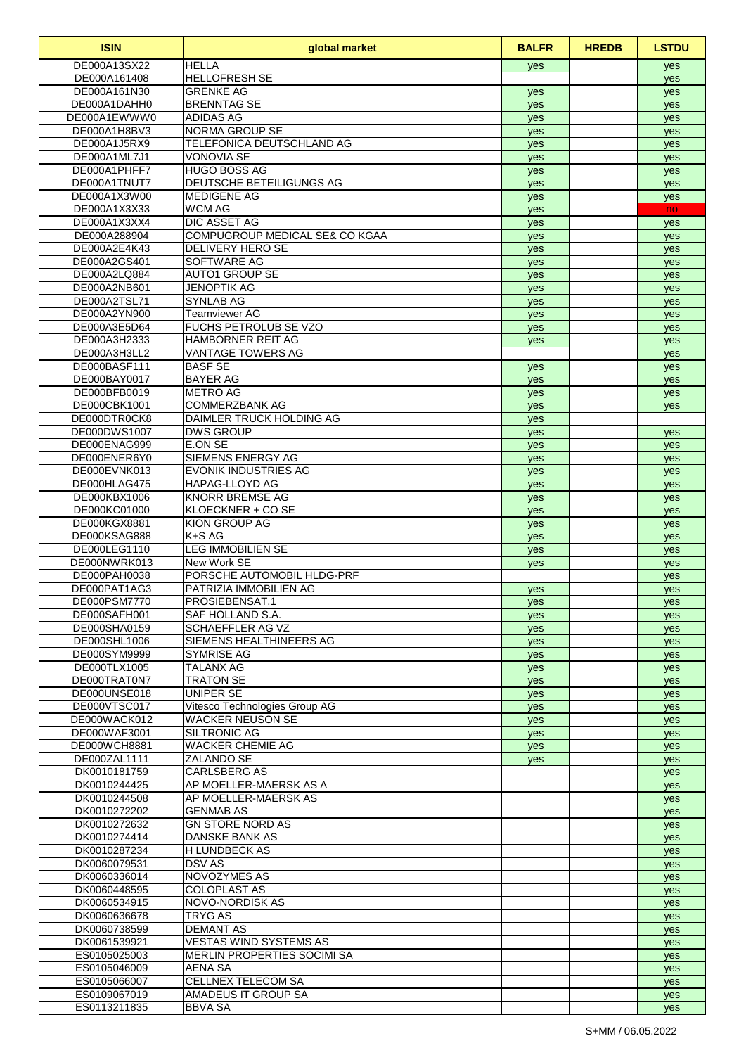| ISIN | global market | BALFR | HREDB | LSTDU |
|---|---|---|---|---|
| DE000A13SX22 | HELLA | yes | | yes |
| DE000A161408 | HELLOFRESH SE | | | yes |
| DE000A161N30 | GRENKE AG | yes | | yes |
| DE000A1DAHH0 | BRENNTAG SE | yes | | yes |
| DE000A1EWWW0 | ADIDAS AG | yes | | yes |
| DE000A1H8BV3 | NORMA GROUP SE | yes | | yes |
| DE000A1J5RX9 | TELEFONICA DEUTSCHLAND AG | yes | | yes |
| DE000A1ML7J1 | VONOVIA SE | yes | | yes |
| DE000A1PHFF7 | HUGO BOSS AG | yes | | yes |
| DE000A1TNUT7 | DEUTSCHE BETEILIGUNGS AG | yes | | yes |
| DE000A1X3W00 | MEDIGENE AG | yes | | yes |
| DE000A1X3X33 | WCM AG | yes | | no |
| DE000A1X3XX4 | DIC ASSET AG | yes | | yes |
| DE000A288904 | COMPUGROUP MEDICAL SE& CO KGAA | yes | | yes |
| DE000A2E4K43 | DELIVERY HERO SE | yes | | yes |
| DE000A2GS401 | SOFTWARE AG | yes | | yes |
| DE000A2LQ884 | AUTO1 GROUP SE | yes | | yes |
| DE000A2NB601 | JENOPTIK AG | yes | | yes |
| DE000A2TSL71 | SYNLAB AG | yes | | yes |
| DE000A2YN900 | Teamviewer AG | yes | | yes |
| DE000A3E5D64 | FUCHS PETROLUB SE VZO | yes | | yes |
| DE000A3H2333 | HAMBORNER REIT AG | yes | | yes |
| DE000A3H3LL2 | VANTAGE TOWERS AG | | | yes |
| DE000BASF111 | BASF SE | yes | | yes |
| DE000BAY0017 | BAYER AG | yes | | yes |
| DE000BFB0019 | METRO AG | yes | | yes |
| DE000CBK1001 | COMMERZBANK AG | yes | | yes |
| DE000DTR0CK8 | DAIMLER TRUCK HOLDING AG | yes | | |
| DE000DWS1007 | DWS GROUP | yes | | yes |
| DE000ENAG999 | E.ON SE | yes | | yes |
| DE000ENER6Y0 | SIEMENS ENERGY AG | yes | | yes |
| DE000EVNK013 | EVONIK INDUSTRIES AG | yes | | yes |
| DE000HLAG475 | HAPAG-LLOYD AG | yes | | yes |
| DE000KBX1006 | KNORR BREMSE AG | yes | | yes |
| DE000KC01000 | KLOECKNER + CO SE | yes | | yes |
| DE000KGX8881 | KION GROUP AG | yes | | yes |
| DE000KSAG888 | K+S AG | yes | | yes |
| DE000LEG1110 | LEG IMMOBILIEN SE | yes | | yes |
| DE000NWRK013 | New Work SE | yes | | yes |
| DE000PAH0038 | PORSCHE AUTOMOBIL HLDG-PRF | | | yes |
| DE000PAT1AG3 | PATRIZIA IMMOBILIEN AG | yes | | yes |
| DE000PSM7770 | PROSIEBENSAT.1 | yes | | yes |
| DE000SAFH001 | SAF HOLLAND S.A. | yes | | yes |
| DE000SHA0159 | SCHAEFFLER AG VZ | yes | | yes |
| DE000SHL1006 | SIEMENS HEALTHINEERS AG | yes | | yes |
| DE000SYM9999 | SYMRISE AG | yes | | yes |
| DE000TLX1005 | TALANX AG | yes | | yes |
| DE000TRAT0N7 | TRATON SE | yes | | yes |
| DE000UNSE018 | UNIPER SE | yes | | yes |
| DE000VTSC017 | Vitesco Technologies Group AG | yes | | yes |
| DE000WACK012 | WACKER NEUSON SE | yes | | yes |
| DE000WAF3001 | SILTRONIC AG | yes | | yes |
| DE000WCH8881 | WACKER CHEMIE AG | yes | | yes |
| DE000ZAL1111 | ZALANDO SE | yes | | yes |
| DK0010181759 | CARLSBERG AS | | | yes |
| DK0010244425 | AP MOELLER-MAERSK AS A | | | yes |
| DK0010244508 | AP MOELLER-MAERSK AS | | | yes |
| DK0010272202 | GENMAB AS | | | yes |
| DK0010272632 | GN STORE NORD AS | | | yes |
| DK0010274414 | DANSKE BANK AS | | | yes |
| DK0010287234 | H LUNDBECK AS | | | yes |
| DK0060079531 | DSV AS | | | yes |
| DK0060336014 | NOVOZYMES AS | | | yes |
| DK0060448595 | COLOPLAST AS | | | yes |
| DK0060534915 | NOVO-NORDISK AS | | | yes |
| DK0060636678 | TRYG AS | | | yes |
| DK0060738599 | DEMANT AS | | | yes |
| DK0061539921 | VESTAS WIND SYSTEMS AS | | | yes |
| ES0105025003 | MERLIN PROPERTIES SOCIMI SA | | | yes |
| ES0105046009 | AENA SA | | | yes |
| ES0105066007 | CELLNEX TELECOM SA | | | yes |
| ES0109067019 | AMADEUS IT GROUP SA | | | yes |
| ES0113211835 | BBVA SA | | | yes |

S+MM / 06.05.2022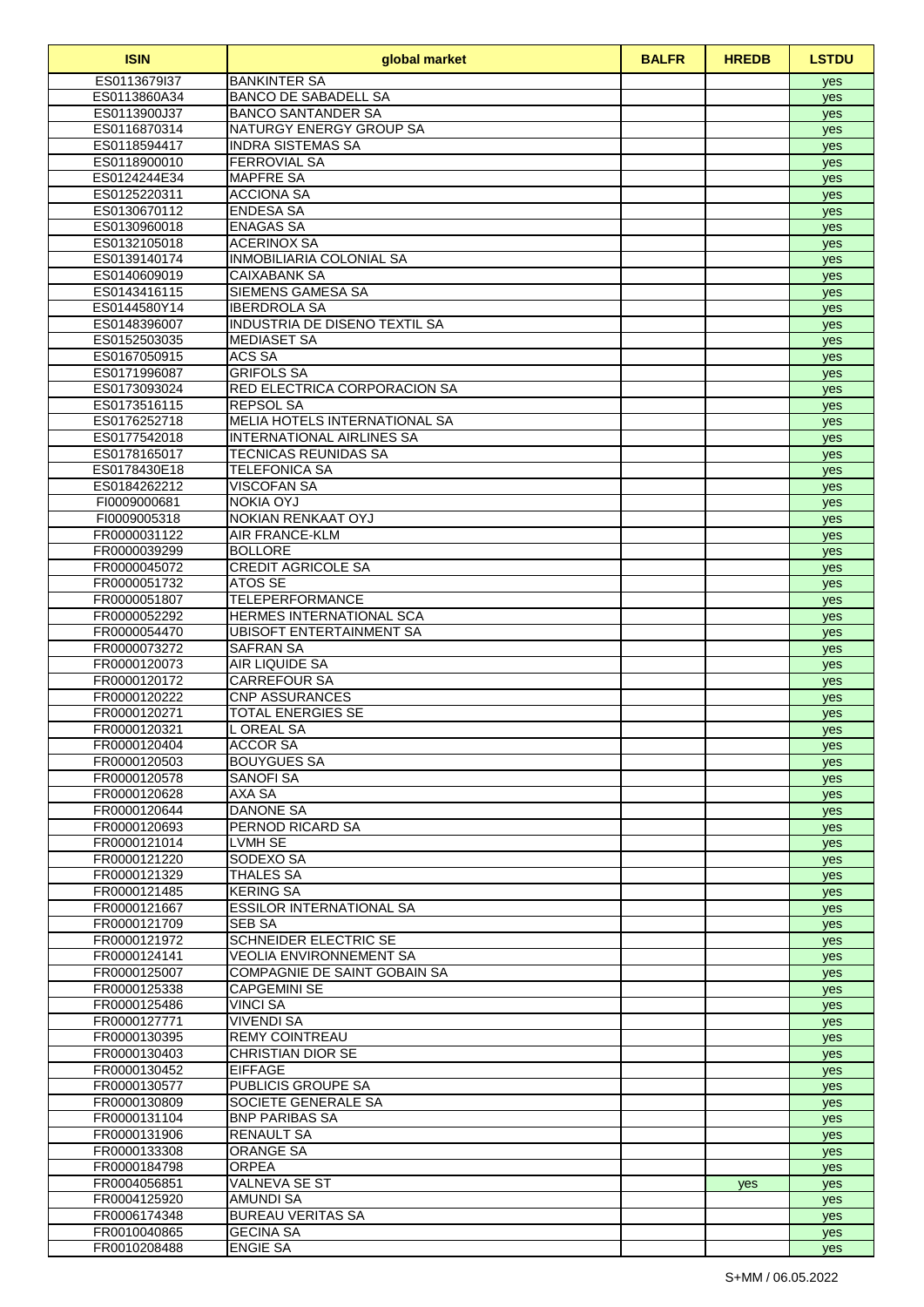| ISIN | global market | BALFR | HREDB | LSTDU |
|---|---|---|---|---|
| ES0113679I37 | BANKINTER SA | | | yes |
| ES0113860A34 | BANCO DE SABADELL SA | | | yes |
| ES0113900J37 | BANCO SANTANDER SA | | | yes |
| ES0116870314 | NATURGY ENERGY GROUP SA | | | yes |
| ES0118594417 | INDRA SISTEMAS SA | | | yes |
| ES0118900010 | FERROVIAL SA | | | yes |
| ES0124244E34 | MAPFRE SA | | | yes |
| ES0125220311 | ACCIONA SA | | | yes |
| ES0130670112 | ENDESA SA | | | yes |
| ES0130960018 | ENAGAS SA | | | yes |
| ES0132105018 | ACERINOX SA | | | yes |
| ES0139140174 | INMOBILIARIA COLONIAL SA | | | yes |
| ES0140609019 | CAIXABANK SA | | | yes |
| ES0143416115 | SIEMENS GAMESA SA | | | yes |
| ES0144580Y14 | IBERDROLA SA | | | yes |
| ES0148396007 | INDUSTRIA DE DISENO TEXTIL SA | | | yes |
| ES0152503035 | MEDIASET SA | | | yes |
| ES0167050915 | ACS SA | | | yes |
| ES0171996087 | GRIFOLS SA | | | yes |
| ES0173093024 | RED ELECTRICA CORPORACION SA | | | yes |
| ES0173516115 | REPSOL SA | | | yes |
| ES0176252718 | MELIA HOTELS INTERNATIONAL SA | | | yes |
| ES0177542018 | INTERNATIONAL AIRLINES SA | | | yes |
| ES0178165017 | TECNICAS REUNIDAS SA | | | yes |
| ES0178430E18 | TELEFONICA SA | | | yes |
| ES0184262212 | VISCOFAN SA | | | yes |
| FI0009000681 | NOKIA OYJ | | | yes |
| FI0009005318 | NOKIAN RENKAAT OYJ | | | yes |
| FR0000031122 | AIR FRANCE-KLM | | | yes |
| FR0000039299 | BOLLORE | | | yes |
| FR0000045072 | CREDIT AGRICOLE SA | | | yes |
| FR0000051732 | ATOS SE | | | yes |
| FR0000051807 | TELEPERFORMANCE | | | yes |
| FR0000052292 | HERMES INTERNATIONAL SCA | | | yes |
| FR0000054470 | UBISOFT ENTERTAINMENT SA | | | yes |
| FR0000073272 | SAFRAN SA | | | yes |
| FR0000120073 | AIR LIQUIDE SA | | | yes |
| FR0000120172 | CARREFOUR SA | | | yes |
| FR0000120222 | CNP ASSURANCES | | | yes |
| FR0000120271 | TOTAL ENERGIES SE | | | yes |
| FR0000120321 | L OREAL SA | | | yes |
| FR0000120404 | ACCOR SA | | | yes |
| FR0000120503 | BOUYGUES SA | | | yes |
| FR0000120578 | SANOFI SA | | | yes |
| FR0000120628 | AXA SA | | | yes |
| FR0000120644 | DANONE SA | | | yes |
| FR0000120693 | PERNOD RICARD SA | | | yes |
| FR0000121014 | LVMH SE | | | yes |
| FR0000121220 | SODEXO SA | | | yes |
| FR0000121329 | THALES SA | | | yes |
| FR0000121485 | KERING SA | | | yes |
| FR0000121667 | ESSILOR INTERNATIONAL SA | | | yes |
| FR0000121709 | SEB SA | | | yes |
| FR0000121972 | SCHNEIDER ELECTRIC SE | | | yes |
| FR0000124141 | VEOLIA ENVIRONNEMENT SA | | | yes |
| FR0000125007 | COMPAGNIE DE SAINT GOBAIN SA | | | yes |
| FR0000125338 | CAPGEMINI SE | | | yes |
| FR0000125486 | VINCI SA | | | yes |
| FR0000127771 | VIVENDI SA | | | yes |
| FR0000130395 | REMY COINTREAU | | | yes |
| FR0000130403 | CHRISTIAN DIOR SE | | | yes |
| FR0000130452 | EIFFAGE | | | yes |
| FR0000130577 | PUBLICIS GROUPE SA | | | yes |
| FR0000130809 | SOCIETE GENERALE SA | | | yes |
| FR0000131104 | BNP PARIBAS SA | | | yes |
| FR0000131906 | RENAULT SA | | | yes |
| FR0000133308 | ORANGE SA | | | yes |
| FR0000184798 | ORPEA | | | yes |
| FR0004056851 | VALNEVA SE ST | | yes | yes |
| FR0004125920 | AMUNDI SA | | | yes |
| FR0006174348 | BUREAU VERITAS SA | | | yes |
| FR0010040865 | GECINA SA | | | yes |
| FR0010208488 | ENGIE SA | | | yes |

S+MM / 06.05.2022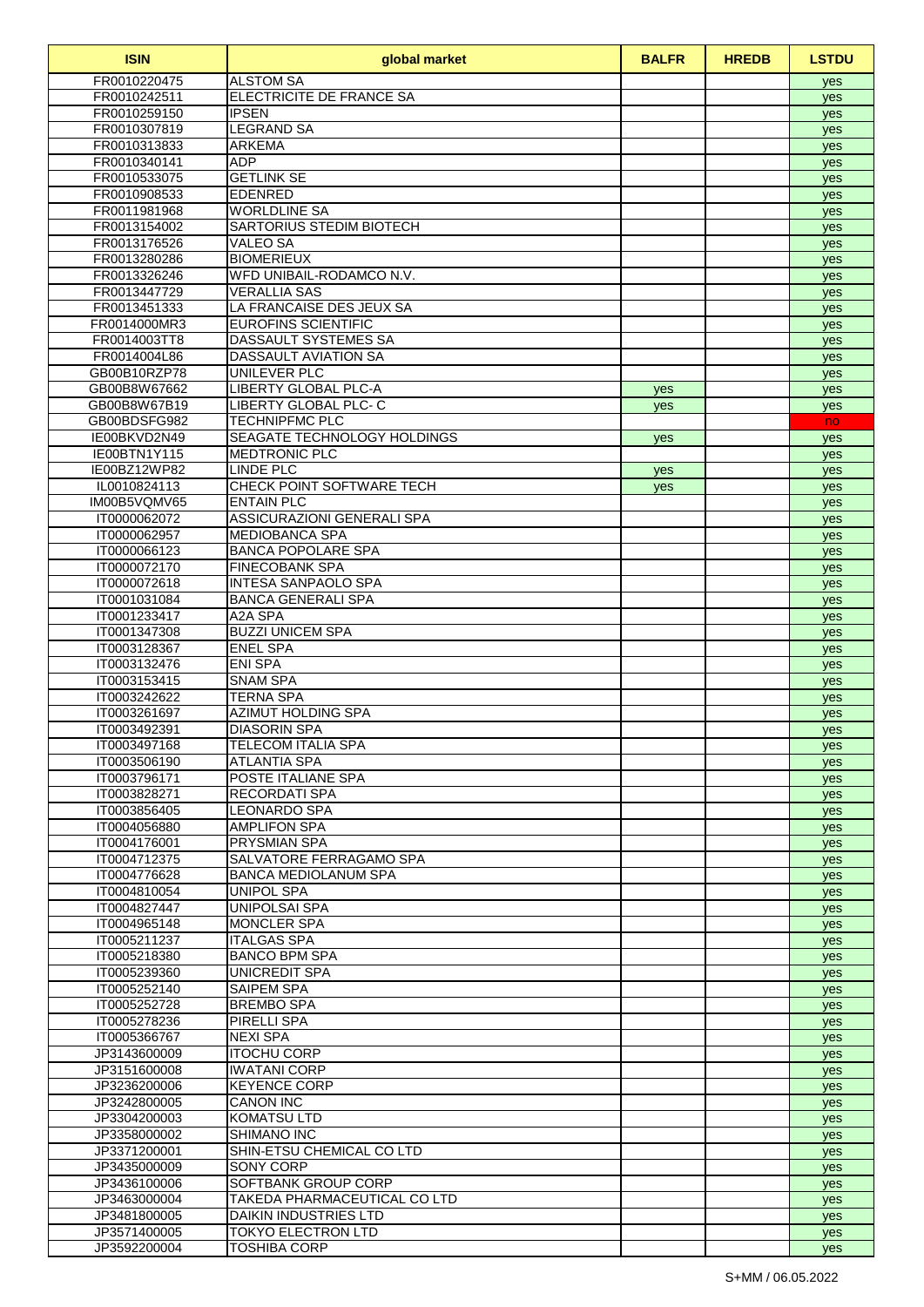| ISIN | global market | BALFR | HREDB | LSTDU |
| --- | --- | --- | --- | --- |
| FR0010220475 | ALSTOM SA | | | yes |
| FR0010242511 | ELECTRICITE DE FRANCE SA | | | yes |
| FR0010259150 | IPSEN | | | yes |
| FR0010307819 | LEGRAND SA | | | yes |
| FR0010313833 | ARKEMA | | | yes |
| FR0010340141 | ADP | | | yes |
| FR0010533075 | GETLINK SE | | | yes |
| FR0010908533 | EDENRED | | | yes |
| FR0011981968 | WORLDLINE SA | | | yes |
| FR0013154002 | SARTORIUS STEDIM BIOTECH | | | yes |
| FR0013176526 | VALEO SA | | | yes |
| FR0013280286 | BIOMERIEUX | | | yes |
| FR0013326246 | WFD UNIBAIL-RODAMCO N.V. | | | yes |
| FR0013447729 | VERALLIA SAS | | | yes |
| FR0013451333 | LA FRANCAISE DES JEUX SA | | | yes |
| FR0014000MR3 | EUROFINS SCIENTIFIC | | | yes |
| FR0014003TT8 | DASSAULT SYSTEMES SA | | | yes |
| FR0014004L86 | DASSAULT AVIATION SA | | | yes |
| GB00B10RZP78 | UNILEVER PLC | | | yes |
| GB00B8W67662 | LIBERTY GLOBAL PLC-A | yes | | yes |
| GB00B8W67B19 | LIBERTY GLOBAL PLC- C | yes | | yes |
| GB00BDSFG982 | TECHNIPFMC PLC | | | no |
| IE00BKVD2N49 | SEAGATE TECHNOLOGY HOLDINGS | yes | | yes |
| IE00BTN1Y115 | MEDTRONIC PLC | | | yes |
| IE00BZ12WP82 | LINDE PLC | yes | | yes |
| IL0010824113 | CHECK POINT SOFTWARE TECH | yes | | yes |
| IM00B5VQMV65 | ENTAIN PLC | | | yes |
| IT0000062072 | ASSICURAZIONI GENERALI SPA | | | yes |
| IT0000062957 | MEDIOBANCA SPA | | | yes |
| IT0000066123 | BANCA POPOLARE SPA | | | yes |
| IT0000072170 | FINECOBANK SPA | | | yes |
| IT0000072618 | INTESA SANPAOLO SPA | | | yes |
| IT0001031084 | BANCA GENERALI SPA | | | yes |
| IT0001233417 | A2A SPA | | | yes |
| IT0001347308 | BUZZI UNICEM SPA | | | yes |
| IT0003128367 | ENEL SPA | | | yes |
| IT0003132476 | ENI SPA | | | yes |
| IT0003153415 | SNAM SPA | | | yes |
| IT0003242622 | TERNA SPA | | | yes |
| IT0003261697 | AZIMUT HOLDING SPA | | | yes |
| IT0003492391 | DIASORIN SPA | | | yes |
| IT0003497168 | TELECOM ITALIA SPA | | | yes |
| IT0003506190 | ATLANTIA SPA | | | yes |
| IT0003796171 | POSTE ITALIANE SPA | | | yes |
| IT0003828271 | RECORDATI SPA | | | yes |
| IT0003856405 | LEONARDO SPA | | | yes |
| IT0004056880 | AMPLIFON SPA | | | yes |
| IT0004176001 | PRYSMIAN SPA | | | yes |
| IT0004712375 | SALVATORE FERRAGAMO SPA | | | yes |
| IT0004776628 | BANCA MEDIOLANUM SPA | | | yes |
| IT0004810054 | UNIPOL SPA | | | yes |
| IT0004827447 | UNIPOLSAI SPA | | | yes |
| IT0004965148 | MONCLER SPA | | | yes |
| IT0005211237 | ITALGAS SPA | | | yes |
| IT0005218380 | BANCO BPM SPA | | | yes |
| IT0005239360 | UNICREDIT SPA | | | yes |
| IT0005252140 | SAIPEM SPA | | | yes |
| IT0005252728 | BREMBO SPA | | | yes |
| IT0005278236 | PIRELLI SPA | | | yes |
| IT0005366767 | NEXI SPA | | | yes |
| JP3143600009 | ITOCHU CORP | | | yes |
| JP3151600008 | IWATANI CORP | | | yes |
| JP3236200006 | KEYENCE CORP | | | yes |
| JP3242800005 | CANON INC | | | yes |
| JP3304200003 | KOMATSU LTD | | | yes |
| JP3358000002 | SHIMANO INC | | | yes |
| JP3371200001 | SHIN-ETSU CHEMICAL CO LTD | | | yes |
| JP3435000009 | SONY CORP | | | yes |
| JP3436100006 | SOFTBANK GROUP CORP | | | yes |
| JP3463000004 | TAKEDA PHARMACEUTICAL CO LTD | | | yes |
| JP3481800005 | DAIKIN INDUSTRIES LTD | | | yes |
| JP3571400005 | TOKYO ELECTRON LTD | | | yes |
| JP3592200004 | TOSHIBA CORP | | | yes |

S+MM / 06.05.2022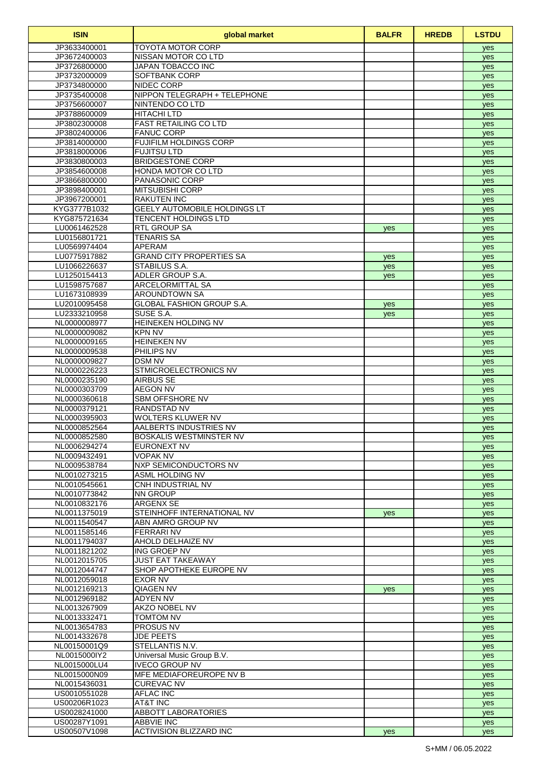| ISIN | global market | BALFR | HREDB | LSTDU |
|---|---|---|---|---|
| JP3633400001 | TOYOTA MOTOR CORP | | | yes |
| JP3672400003 | NISSAN MOTOR CO LTD | | | yes |
| JP3726800000 | JAPAN TOBACCO INC | | | yes |
| JP3732000009 | SOFTBANK CORP | | | yes |
| JP3734800000 | NIDEC CORP | | | yes |
| JP3735400008 | NIPPON TELEGRAPH + TELEPHONE | | | yes |
| JP3756600007 | NINTENDO CO LTD | | | yes |
| JP3788600009 | HITACHI LTD | | | yes |
| JP3802300008 | FAST RETAILING CO LTD | | | yes |
| JP3802400006 | FANUC CORP | | | yes |
| JP3814000000 | FUJIFILM HOLDINGS CORP | | | yes |
| JP3818000006 | FUJITSU LTD | | | yes |
| JP3830800003 | BRIDGESTONE CORP | | | yes |
| JP3854600008 | HONDA MOTOR CO LTD | | | yes |
| JP3866800000 | PANASONIC CORP | | | yes |
| JP3898400001 | MITSUBISHI CORP | | | yes |
| JP3967200001 | RAKUTEN INC | | | yes |
| KYG3777B1032 | GEELY AUTOMOBILE HOLDINGS LT | | | yes |
| KYG875721634 | TENCENT HOLDINGS LTD | | | yes |
| LU0061462528 | RTL GROUP SA | yes | | yes |
| LU0156801721 | TENARIS SA | | | yes |
| LU0569974404 | APERAM | | | yes |
| LU0775917882 | GRAND CITY PROPERTIES SA | yes | | yes |
| LU1066226637 | STABILUS S.A. | yes | | yes |
| LU1250154413 | ADLER GROUP S.A. | yes | | yes |
| LU1598757687 | ARCELORMITTAL SA | | | yes |
| LU1673108939 | AROUNDTOWN SA | | | yes |
| LU2010095458 | GLOBAL FASHION GROUP S.A. | yes | | yes |
| LU2333210958 | SUSE S.A. | yes | | yes |
| NL0000008977 | HEINEKEN HOLDING NV | | | yes |
| NL0000009082 | KPN NV | | | yes |
| NL0000009165 | HEINEKEN NV | | | yes |
| NL0000009538 | PHILIPS NV | | | yes |
| NL0000009827 | DSM NV | | | yes |
| NL0000226223 | STMICROELECTRONICS NV | | | yes |
| NL0000235190 | AIRBUS SE | | | yes |
| NL0000303709 | AEGON NV | | | yes |
| NL0000360618 | SBM OFFSHORE NV | | | yes |
| NL0000379121 | RANDSTAD NV | | | yes |
| NL0000395903 | WOLTERS KLUWER NV | | | yes |
| NL0000852564 | AALBERTS INDUSTRIES NV | | | yes |
| NL0000852580 | BOSKALIS WESTMINSTER NV | | | yes |
| NL0006294274 | EURONEXT NV | | | yes |
| NL0009432491 | VOPAK NV | | | yes |
| NL0009538784 | NXP SEMICONDUCTORS NV | | | yes |
| NL0010273215 | ASML HOLDING NV | | | yes |
| NL0010545661 | CNH INDUSTRIAL NV | | | yes |
| NL0010773842 | NN GROUP | | | yes |
| NL0010832176 | ARGENX SE | | | yes |
| NL0011375019 | STEINHOFF INTERNATIONAL NV | yes | | yes |
| NL0011540547 | ABN AMRO GROUP NV | | | yes |
| NL0011585146 | FERRARI NV | | | yes |
| NL0011794037 | AHOLD DELHAIZE NV | | | yes |
| NL0011821202 | ING GROEP NV | | | yes |
| NL0012015705 | JUST EAT TAKEAWAY | | | yes |
| NL0012044747 | SHOP APOTHEKE EUROPE NV | | | yes |
| NL0012059018 | EXOR NV | | | yes |
| NL0012169213 | QIAGEN NV | yes | | yes |
| NL0012969182 | ADYEN NV | | | yes |
| NL0013267909 | AKZO NOBEL NV | | | yes |
| NL0013332471 | TOMTOM NV | | | yes |
| NL0013654783 | PROSUS NV | | | yes |
| NL0014332678 | JDE PEETS | | | yes |
| NL00150001Q9 | STELLANTIS N.V. | | | yes |
| NL0015000IY2 | Universal Music Group B.V. | | | yes |
| NL0015000LU4 | IVECO GROUP NV | | | yes |
| NL0015000N09 | MFE MEDIAFOREUROPE NV B | | | yes |
| NL0015436031 | CUREVAC NV | | | yes |
| US0010551028 | AFLAC INC | | | yes |
| US00206R1023 | AT&T INC | | | yes |
| US0028241000 | ABBOTT LABORATORIES | | | yes |
| US00287Y1091 | ABBVIE INC | | | yes |
| US00507V1098 | ACTIVISION BLIZZARD INC | yes | | yes |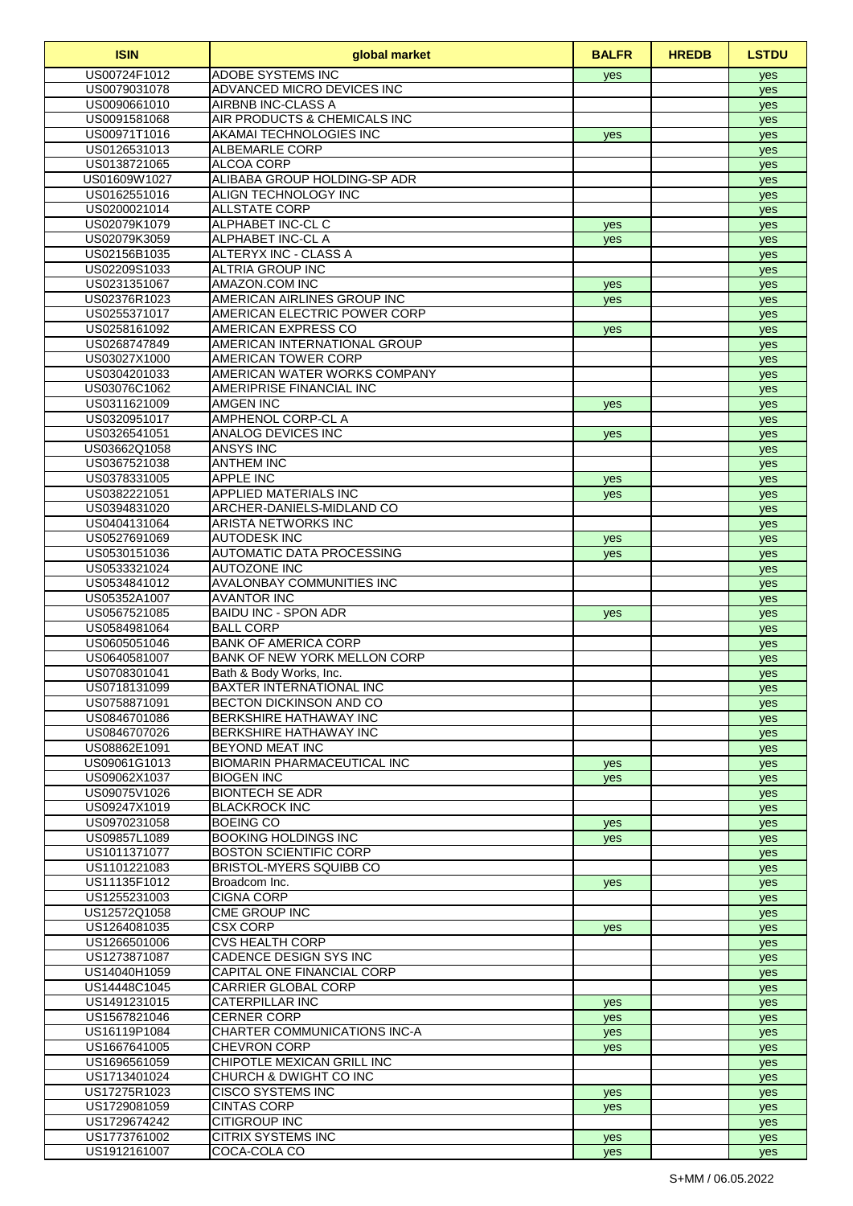| ISIN | global market | BALFR | HREDB | LSTDU |
|---|---|---|---|---|
| US00724F1012 | ADOBE SYSTEMS INC | yes | | yes |
| US0079031078 | ADVANCED MICRO DEVICES INC | | | yes |
| US0090661010 | AIRBNB INC-CLASS A | | | yes |
| US0091581068 | AIR PRODUCTS & CHEMICALS INC | | | yes |
| US00971T1016 | AKAMAI TECHNOLOGIES INC | yes | | yes |
| US0126531013 | ALBEMARLE CORP | | | yes |
| US0138721065 | ALCOA CORP | | | yes |
| US01609W1027 | ALIBABA GROUP HOLDING-SP ADR | | | yes |
| US0162551016 | ALIGN TECHNOLOGY INC | | | yes |
| US0200021014 | ALLSTATE CORP | | | yes |
| US02079K1079 | ALPHABET INC-CL C | yes | | yes |
| US02079K3059 | ALPHABET INC-CL A | yes | | yes |
| US02156B1035 | ALTERYX INC - CLASS A | | | yes |
| US02209S1033 | ALTRIA GROUP INC | | | yes |
| US0231351067 | AMAZON.COM INC | yes | | yes |
| US02376R1023 | AMERICAN AIRLINES GROUP INC | yes | | yes |
| US0255371017 | AMERICAN ELECTRIC POWER CORP | | | yes |
| US0258161092 | AMERICAN EXPRESS CO | yes | | yes |
| US0268747849 | AMERICAN INTERNATIONAL GROUP | | | yes |
| US03027X1000 | AMERICAN TOWER CORP | | | yes |
| US0304201033 | AMERICAN WATER WORKS COMPANY | | | yes |
| US03076C1062 | AMERIPRISE FINANCIAL INC | | | yes |
| US0311621009 | AMGEN INC | yes | | yes |
| US0320951017 | AMPHENOL CORP-CL A | | | yes |
| US0326541051 | ANALOG DEVICES INC | yes | | yes |
| US03662Q1058 | ANSYS INC | | | yes |
| US0367521038 | ANTHEM INC | | | yes |
| US0378331005 | APPLE INC | yes | | yes |
| US0382221051 | APPLIED MATERIALS INC | yes | | yes |
| US0394831020 | ARCHER-DANIELS-MIDLAND CO | | | yes |
| US0404131064 | ARISTA NETWORKS INC | | | yes |
| US0527691069 | AUTODESK INC | yes | | yes |
| US0530151036 | AUTOMATIC DATA PROCESSING | yes | | yes |
| US0533321024 | AUTOZONE INC | | | yes |
| US0534841012 | AVALONBAY COMMUNITIES INC | | | yes |
| US05352A1007 | AVANTOR INC | | | yes |
| US0567521085 | BAIDU INC - SPON ADR | yes | | yes |
| US0584981064 | BALL CORP | | | yes |
| US0605051046 | BANK OF AMERICA CORP | | | yes |
| US0640581007 | BANK OF NEW YORK MELLON CORP | | | yes |
| US0708301041 | Bath & Body Works, Inc. | | | yes |
| US0718131099 | BAXTER INTERNATIONAL INC | | | yes |
| US0758871091 | BECTON DICKINSON AND CO | | | yes |
| US0846701086 | BERKSHIRE HATHAWAY INC | | | yes |
| US0846707026 | BERKSHIRE HATHAWAY INC | | | yes |
| US08862E1091 | BEYOND MEAT INC | | | yes |
| US09061G1013 | BIOMARIN PHARMACEUTICAL INC | yes | | yes |
| US09062X1037 | BIOGEN INC | yes | | yes |
| US09075V1026 | BIONTECH SE ADR | | | yes |
| US09247X1019 | BLACKROCK INC | | | yes |
| US0970231058 | BOEING CO | yes | | yes |
| US09857L1089 | BOOKING HOLDINGS INC | yes | | yes |
| US1011371077 | BOSTON SCIENTIFIC CORP | | | yes |
| US1101221083 | BRISTOL-MYERS SQUIBB CO | | | yes |
| US11135F1012 | Broadcom Inc. | yes | | yes |
| US1255231003 | CIGNA CORP | | | yes |
| US12572Q1058 | CME GROUP INC | | | yes |
| US1264081035 | CSX CORP | yes | | yes |
| US1266501006 | CVS HEALTH CORP | | | yes |
| US1273871087 | CADENCE DESIGN SYS INC | | | yes |
| US14040H1059 | CAPITAL ONE FINANCIAL CORP | | | yes |
| US14448C1045 | CARRIER GLOBAL CORP | | | yes |
| US1491231015 | CATERPILLAR INC | yes | | yes |
| US1567821046 | CERNER CORP | yes | | yes |
| US16119P1084 | CHARTER COMMUNICATIONS INC-A | yes | | yes |
| US1667641005 | CHEVRON CORP | yes | | yes |
| US1696561059 | CHIPOTLE MEXICAN GRILL INC | | | yes |
| US1713401024 | CHURCH & DWIGHT CO INC | | | yes |
| US17275R1023 | CISCO SYSTEMS INC | yes | | yes |
| US1729081059 | CINTAS CORP | yes | | yes |
| US1729674242 | CITIGROUP INC | | | yes |
| US1773761002 | CITRIX SYSTEMS INC | yes | | yes |
| US1912161007 | COCA-COLA CO | yes | | yes |

S+MM / 06.05.2022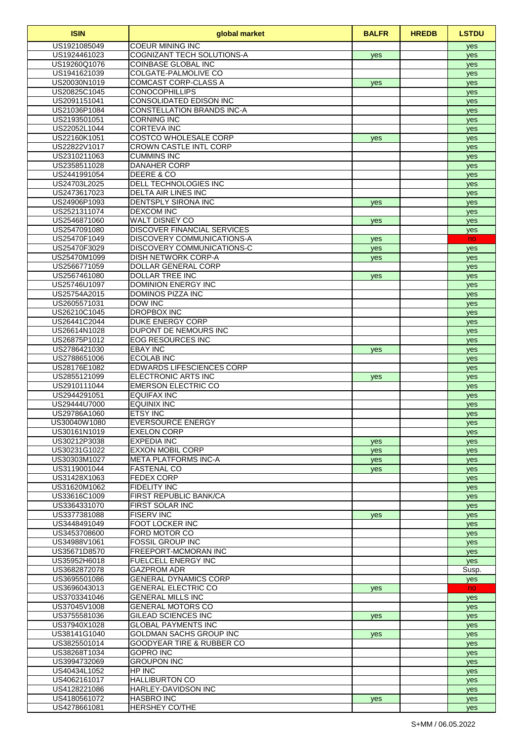| ISIN | global market | BALFR | HREDB | LSTDU |
|---|---|---|---|---|
| US1921085049 | COEUR MINING INC | | | yes |
| US1924461023 | COGNIZANT TECH SOLUTIONS-A | yes | | yes |
| US19260Q1076 | COINBASE GLOBAL INC | | | yes |
| US1941621039 | COLGATE-PALMOLIVE CO | | | yes |
| US20030N1019 | COMCAST CORP-CLASS A | yes | | yes |
| US20825C1045 | CONOCOPHILLIPS | | | yes |
| US2091151041 | CONSOLIDATED EDISON INC | | | yes |
| US21036P1084 | CONSTELLATION BRANDS INC-A | | | yes |
| US2193501051 | CORNING INC | | | yes |
| US22052L1044 | CORTEVA INC | | | yes |
| US22160K1051 | COSTCO WHOLESALE CORP | yes | | yes |
| US22822V1017 | CROWN CASTLE INTL CORP | | | yes |
| US2310211063 | CUMMINS INC | | | yes |
| US2358511028 | DANAHER CORP | | | yes |
| US2441991054 | DEERE & CO | | | yes |
| US24703L2025 | DELL TECHNOLOGIES INC | | | yes |
| US2473617023 | DELTA AIR LINES INC | | | yes |
| US24906P1093 | DENTSPLY SIRONA INC | yes | | yes |
| US2521311074 | DEXCOM INC | | | yes |
| US2546871060 | WALT DISNEY CO | yes | | yes |
| US2547091080 | DISCOVER FINANCIAL SERVICES | | | yes |
| US25470F1049 | DISCOVERY COMMUNICATIONS-A | yes | | no |
| US25470F3029 | DISCOVERY COMMUNICATIONS-C | yes | | yes |
| US25470M1099 | DISH NETWORK CORP-A | yes | | yes |
| US2566771059 | DOLLAR GENERAL CORP | | | yes |
| US2567461080 | DOLLAR TREE INC | yes | | yes |
| US25746U1097 | DOMINION ENERGY INC | | | yes |
| US25754A2015 | DOMINOS PIZZA INC | | | yes |
| US2605571031 | DOW INC | | | yes |
| US26210C1045 | DROPBOX INC | | | yes |
| US26441C2044 | DUKE ENERGY CORP | | | yes |
| US26614N1028 | DUPONT DE NEMOURS INC | | | yes |
| US26875P1012 | EOG RESOURCES INC | | | yes |
| US2786421030 | EBAY INC | yes | | yes |
| US2788651006 | ECOLAB INC | | | yes |
| US28176E1082 | EDWARDS LIFESCIENCES CORP | | | yes |
| US2855121099 | ELECTRONIC ARTS INC | yes | | yes |
| US2910111044 | EMERSON ELECTRIC CO | | | yes |
| US2944291051 | EQUIFAX INC | | | yes |
| US29444U7000 | EQUINIX INC | | | yes |
| US29786A1060 | ETSY INC | | | yes |
| US30040W1080 | EVERSOURCE ENERGY | | | yes |
| US30161N1019 | EXELON CORP | | | yes |
| US30212P3038 | EXPEDIA INC | yes | | yes |
| US30231G1022 | EXXON MOBIL CORP | yes | | yes |
| US30303M1027 | META PLATFORMS INC-A | yes | | yes |
| US3119001044 | FASTENAL CO | yes | | yes |
| US31428X1063 | FEDEX CORP | | | yes |
| US31620M1062 | FIDELITY INC | | | yes |
| US33616C1009 | FIRST REPUBLIC BANK/CA | | | yes |
| US3364331070 | FIRST SOLAR INC | | | yes |
| US3377381088 | FISERV INC | yes | | yes |
| US3448491049 | FOOT LOCKER INC | | | yes |
| US3453708600 | FORD MOTOR CO | | | yes |
| US34988V1061 | FOSSIL GROUP INC | | | yes |
| US35671D8570 | FREEPORT-MCMORAN INC | | | yes |
| US35952H6018 | FUELCELL ENERGY INC | | | yes |
| US3682872078 | GAZPROM ADR | | | Susp. |
| US3695501086 | GENERAL DYNAMICS CORP | | | yes |
| US3696043013 | GENERAL ELECTRIC CO | yes | | no |
| US3703341046 | GENERAL MILLS INC | | | yes |
| US37045V1008 | GENERAL MOTORS CO | | | yes |
| US3755581036 | GILEAD SCIENCES INC | yes | | yes |
| US37940X1028 | GLOBAL PAYMENTS INC | | | yes |
| US38141G1040 | GOLDMAN SACHS GROUP INC | yes | | yes |
| US3825501014 | GOODYEAR TIRE & RUBBER CO | | | yes |
| US38268T1034 | GOPRO INC | | | yes |
| US3994732069 | GROUPON INC | | | yes |
| US40434L1052 | HP INC | | | yes |
| US4062161017 | HALLIBURTON CO | | | yes |
| US4128221086 | HARLEY-DAVIDSON INC | | | yes |
| US4180561072 | HASBRO INC | yes | | yes |
| US4278661081 | HERSHEY CO/THE | | | yes |

S+MM / 06.05.2022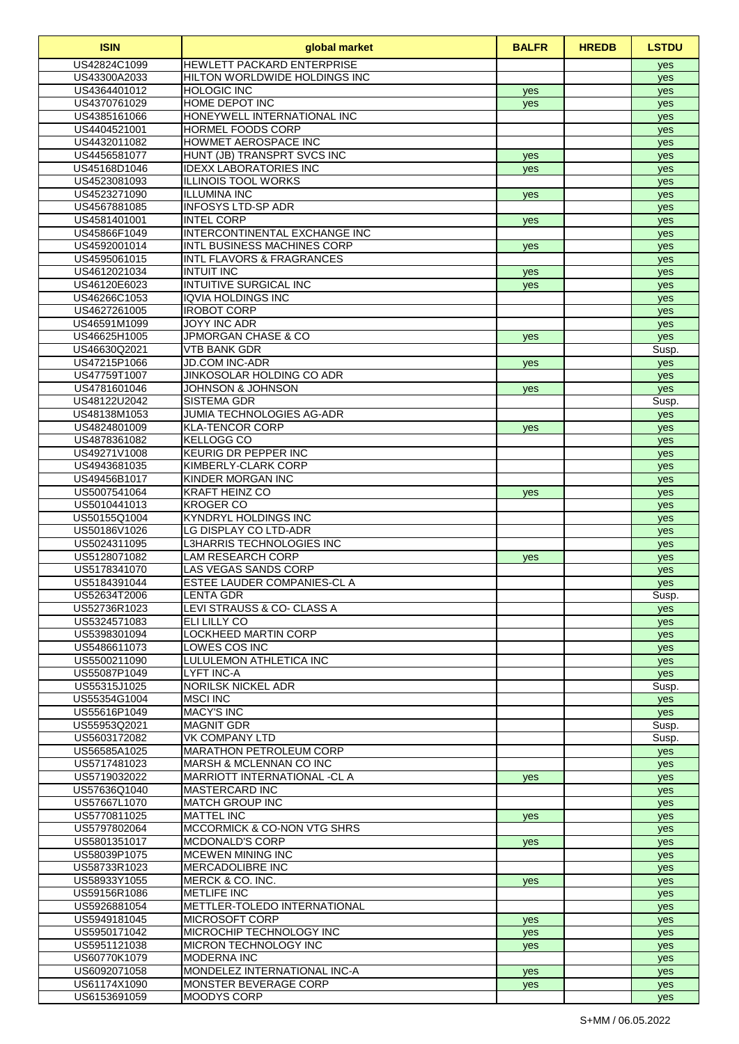| ISIN | global market | BALFR | HREDB | LSTDU |
|---|---|---|---|---|
| US42824C1099 | HEWLETT PACKARD ENTERPRISE | | | yes |
| US43300A2033 | HILTON WORLDWIDE HOLDINGS INC | | | yes |
| US4364401012 | HOLOGIC INC | yes | | yes |
| US4370761029 | HOME DEPOT INC | yes | | yes |
| US4385161066 | HONEYWELL INTERNATIONAL INC | | | yes |
| US4404521001 | HORMEL FOODS CORP | | | yes |
| US4432011082 | HOWMET AEROSPACE INC | | | yes |
| US4456581077 | HUNT (JB) TRANSPRT SVCS INC | yes | | yes |
| US45168D1046 | IDEXX LABORATORIES INC | yes | | yes |
| US4523081093 | ILLINOIS TOOL WORKS | | | yes |
| US4523271090 | ILLUMINA INC | yes | | yes |
| US4567881085 | INFOSYS LTD-SP ADR | | | yes |
| US4581401001 | INTEL CORP | yes | | yes |
| US45866F1049 | INTERCONTINENTAL EXCHANGE INC | | | yes |
| US4592001014 | INTL BUSINESS MACHINES CORP | yes | | yes |
| US4595061015 | INTL FLAVORS & FRAGRANCES | | | yes |
| US4612021034 | INTUIT INC | yes | | yes |
| US46120E6023 | INTUITIVE SURGICAL INC | yes | | yes |
| US46266C1053 | IQVIA HOLDINGS INC | | | yes |
| US4627261005 | IROBOT CORP | | | yes |
| US46591M1099 | JOYY INC ADR | | | yes |
| US46625H1005 | JPMORGAN CHASE & CO | yes | | yes |
| US46630Q2021 | VTB BANK GDR | | | Susp. |
| US47215P1066 | JD.COM INC-ADR | yes | | yes |
| US47759T1007 | JINKOSOLAR HOLDING CO ADR | | | yes |
| US4781601046 | JOHNSON & JOHNSON | yes | | yes |
| US48122U2042 | SISTEMA GDR | | | Susp. |
| US48138M1053 | JUMIA TECHNOLOGIES AG-ADR | | | yes |
| US4824801009 | KLA-TENCOR CORP | yes | | yes |
| US4878361082 | KELLOGG CO | | | yes |
| US49271V1008 | KEURIG DR PEPPER INC | | | yes |
| US4943681035 | KIMBERLY-CLARK CORP | | | yes |
| US49456B1017 | KINDER MORGAN INC | | | yes |
| US5007541064 | KRAFT HEINZ CO | yes | | yes |
| US5010441013 | KROGER CO | | | yes |
| US50155Q1004 | KYNDRYL HOLDINGS INC | | | yes |
| US50186V1026 | LG DISPLAY CO LTD-ADR | | | yes |
| US5024311095 | L3HARRIS TECHNOLOGIES INC | | | yes |
| US5128071082 | LAM RESEARCH CORP | yes | | yes |
| US5178341070 | LAS VEGAS SANDS CORP | | | yes |
| US5184391044 | ESTEE LAUDER COMPANIES-CL A | | | yes |
| US52634T2006 | LENTA GDR | | | Susp. |
| US52736R1023 | LEVI STRAUSS & CO- CLASS A | | | yes |
| US5324571083 | ELI LILLY CO | | | yes |
| US5398301094 | LOCKHEED MARTIN CORP | | | yes |
| US5486611073 | LOWES COS INC | | | yes |
| US5500211090 | LULULEMON ATHLETICA INC | | | yes |
| US55087P1049 | LYFT INC-A | | | yes |
| US55315J1025 | NORILSK NICKEL ADR | | | Susp. |
| US55354G1004 | MSCI INC | | | yes |
| US55616P1049 | MACY'S INC | | | yes |
| US55953Q2021 | MAGNIT GDR | | | Susp. |
| US5603172082 | VK COMPANY LTD | | | Susp. |
| US56585A1025 | MARATHON PETROLEUM CORP | | | yes |
| US5717481023 | MARSH & MCLENNAN CO INC | | | yes |
| US5719032022 | MARRIOTT INTERNATIONAL -CL A | yes | | yes |
| US57636Q1040 | MASTERCARD INC | | | yes |
| US57667L1070 | MATCH GROUP INC | | | yes |
| US5770811025 | MATTEL INC | yes | | yes |
| US5797802064 | MCCORMICK & CO-NON VTG SHRS | | | yes |
| US5801351017 | MCDONALD'S CORP | yes | | yes |
| US58039P1075 | MCEWEN MINING INC | | | yes |
| US58733R1023 | MERCADOLIBRE INC | | | yes |
| US58933Y1055 | MERCK & CO. INC. | yes | | yes |
| US59156R1086 | METLIFE INC | | | yes |
| US5926881054 | METTLER-TOLEDO INTERNATIONAL | | | yes |
| US5949181045 | MICROSOFT CORP | yes | | yes |
| US5950171042 | MICROCHIP TECHNOLOGY INC | yes | | yes |
| US5951121038 | MICRON TECHNOLOGY INC | yes | | yes |
| US60770K1079 | MODERNA INC | | | yes |
| US6092071058 | MONDELEZ INTERNATIONAL INC-A | yes | | yes |
| US61174X1090 | MONSTER BEVERAGE CORP | yes | | yes |
| US6153691059 | MOODYS CORP | | | yes |

S+MM / 06.05.2022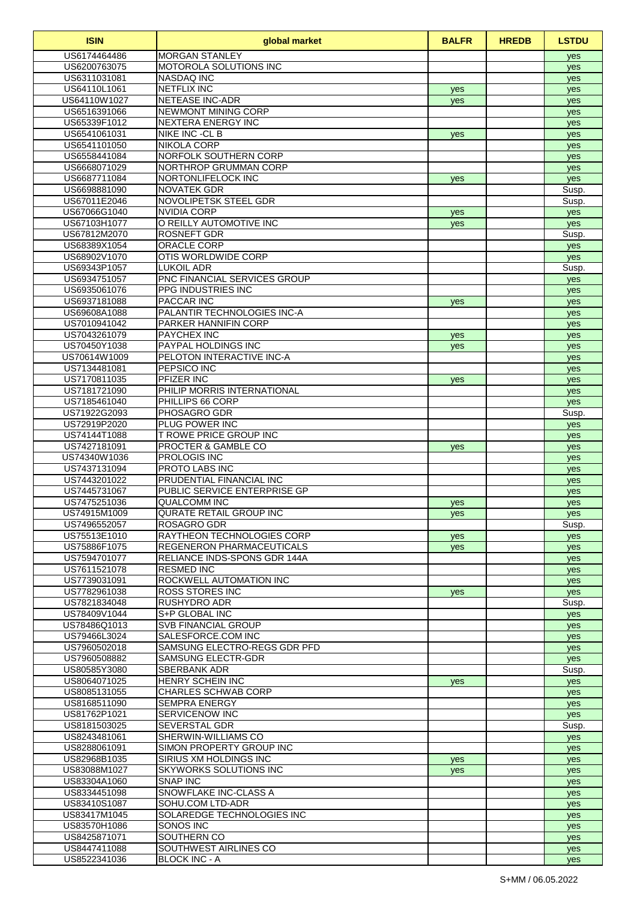| ISIN | global market | BALFR | HREDB | LSTDU |
|---|---|---|---|---|
| US6174464486 | MORGAN STANLEY | | | yes |
| US6200763075 | MOTOROLA SOLUTIONS INC | | | yes |
| US6311031081 | NASDAQ INC | | | yes |
| US64110L1061 | NETFLIX INC | yes | | yes |
| US64110W1027 | NETEASE INC-ADR | yes | | yes |
| US6516391066 | NEWMONT MINING CORP | | | yes |
| US65339F1012 | NEXTERA ENERGY INC | | | yes |
| US6541061031 | NIKE INC -CL B | yes | | yes |
| US6541101050 | NIKOLA CORP | | | yes |
| US6558441084 | NORFOLK SOUTHERN CORP | | | yes |
| US6668071029 | NORTHROP GRUMMAN CORP | | | yes |
| US6687711084 | NORTONLIFELOCK INC | yes | | yes |
| US6698881090 | NOVATEK GDR | | | Susp. |
| US67011E2046 | NOVOLIPETSK STEEL GDR | | | Susp. |
| US67066G1040 | NVIDIA CORP | yes | | yes |
| US67103H1077 | O REILLY AUTOMOTIVE INC | yes | | yes |
| US67812M2070 | ROSNEFT GDR | | | Susp. |
| US68389X1054 | ORACLE CORP | | | yes |
| US68902V1070 | OTIS WORLDWIDE CORP | | | yes |
| US69343P1057 | LUKOIL ADR | | | Susp. |
| US6934751057 | PNC FINANCIAL SERVICES GROUP | | | yes |
| US6935061076 | PPG INDUSTRIES INC | | | yes |
| US6937181088 | PACCAR INC | yes | | yes |
| US69608A1088 | PALANTIR TECHNOLOGIES INC-A | | | yes |
| US7010941042 | PARKER HANNIFIN CORP | | | yes |
| US7043261079 | PAYCHEX INC | yes | | yes |
| US70450Y1038 | PAYPAL HOLDINGS INC | yes | | yes |
| US70614W1009 | PELOTON INTERACTIVE INC-A | | | yes |
| US7134481081 | PEPSICO INC | | | yes |
| US7170811035 | PFIZER INC | yes | | yes |
| US7181721090 | PHILIP MORRIS INTERNATIONAL | | | yes |
| US7185461040 | PHILLIPS 66 CORP | | | yes |
| US71922G2093 | PHOSAGRO GDR | | | Susp. |
| US72919P2020 | PLUG POWER INC | | | yes |
| US74144T1088 | T ROWE PRICE GROUP INC | | | yes |
| US7427181091 | PROCTER & GAMBLE CO | yes | | yes |
| US74340W1036 | PROLOGIS INC | | | yes |
| US7437131094 | PROTO LABS INC | | | yes |
| US7443201022 | PRUDENTIAL FINANCIAL INC | | | yes |
| US7445731067 | PUBLIC SERVICE ENTERPRISE GP | | | yes |
| US7475251036 | QUALCOMM INC | yes | | yes |
| US74915M1009 | QURATE RETAIL GROUP INC | yes | | yes |
| US7496552057 | ROSAGRO GDR | | | Susp. |
| US75513E1010 | RAYTHEON TECHNOLOGIES CORP | yes | | yes |
| US75886F1075 | REGENERON PHARMACEUTICALS | yes | | yes |
| US7594701077 | RELIANCE INDS-SPONS GDR 144A | | | yes |
| US7611521078 | RESMED INC | | | yes |
| US7739031091 | ROCKWELL AUTOMATION INC | | | yes |
| US7782961038 | ROSS STORES INC | yes | | yes |
| US7821834048 | RUSHYDRO ADR | | | Susp. |
| US78409V1044 | S+P GLOBAL INC | | | yes |
| US78486Q1013 | SVB FINANCIAL GROUP | | | yes |
| US79466L3024 | SALESFORCE.COM INC | | | yes |
| US7960502018 | SAMSUNG ELECTRO-REGS GDR PFD | | | yes |
| US7960508882 | SAMSUNG ELECTR-GDR | | | yes |
| US80585Y3080 | SBERBANK ADR | | | Susp. |
| US8064071025 | HENRY SCHEIN INC | yes | | yes |
| US8085131055 | CHARLES SCHWAB CORP | | | yes |
| US8168511090 | SEMPRA ENERGY | | | yes |
| US81762P1021 | SERVICENOW INC | | | yes |
| US8181503025 | SEVERSTAL GDR | | | Susp. |
| US8243481061 | SHERWIN-WILLIAMS CO | | | yes |
| US8288061091 | SIMON PROPERTY GROUP INC | | | yes |
| US82968B1035 | SIRIUS XM HOLDINGS INC | yes | | yes |
| US83088M1027 | SKYWORKS SOLUTIONS INC | yes | | yes |
| US83304A1060 | SNAP INC | | | yes |
| US8334451098 | SNOWFLAKE INC-CLASS A | | | yes |
| US83410S1087 | SOHU.COM LTD-ADR | | | yes |
| US83417M1045 | SOLAREDGE TECHNOLOGIES INC | | | yes |
| US83570H1086 | SONOS INC | | | yes |
| US8425871071 | SOUTHERN CO | | | yes |
| US8447411088 | SOUTHWEST AIRLINES CO | | | yes |
| US8522341036 | BLOCK INC - A | | | yes |

S+MM / 06.05.2022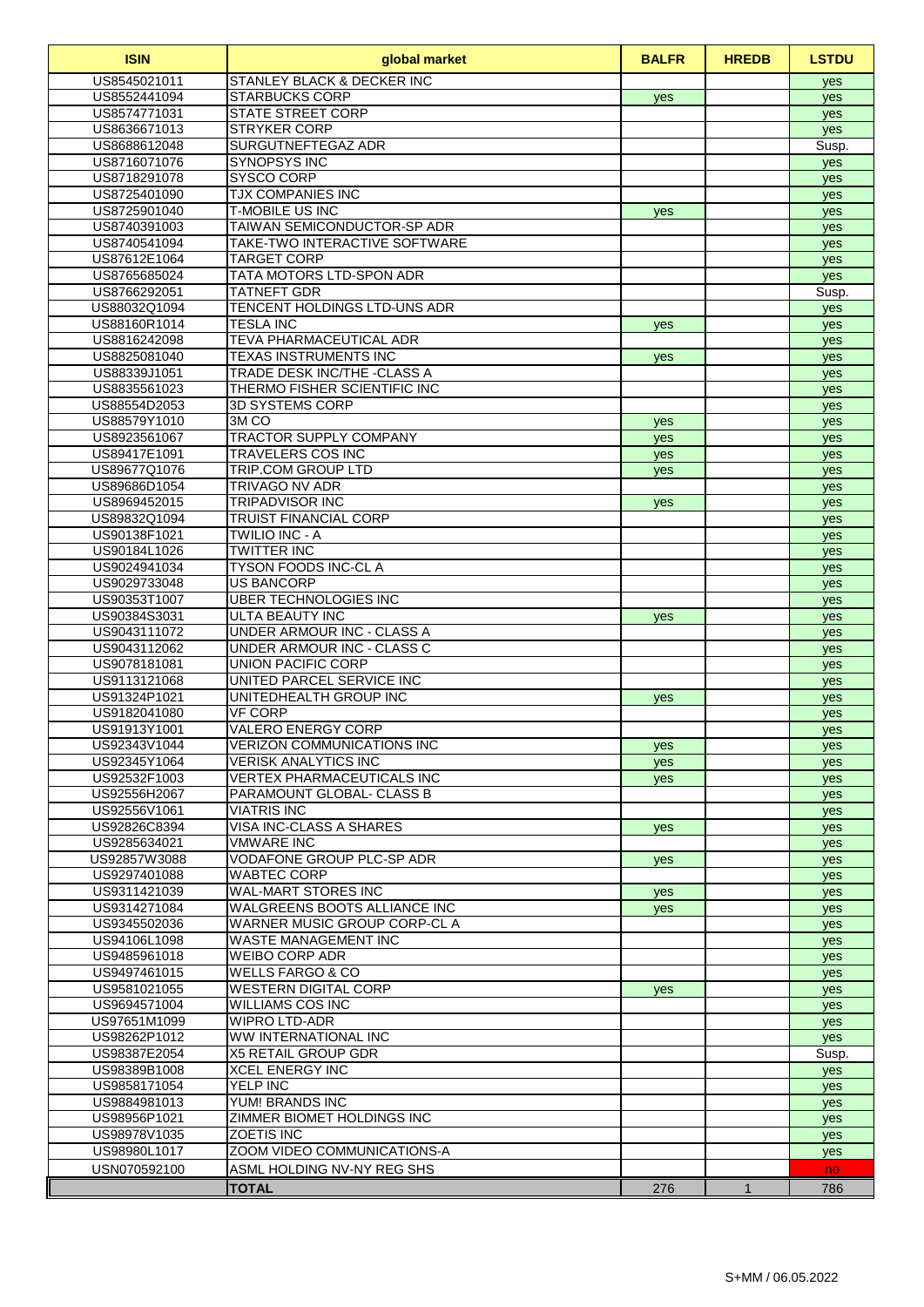| ISIN | global market | BALFR | HREDB | LSTDU |
|---|---|---|---|---|
| US8545021011 | STANLEY BLACK & DECKER INC | | | yes |
| US8552441094 | STARBUCKS CORP | yes | | yes |
| US8574771031 | STATE STREET CORP | | | yes |
| US8636671013 | STRYKER CORP | | | yes |
| US8688612048 | SURGUTNEFTEGAZ ADR | | | Susp. |
| US8716071076 | SYNOPSYS INC | | | yes |
| US8718291078 | SYSCO CORP | | | yes |
| US8725401090 | TJX COMPANIES INC | | | yes |
| US8725901040 | T-MOBILE US INC | yes | | yes |
| US8740391003 | TAIWAN SEMICONDUCTOR-SP ADR | | | yes |
| US8740541094 | TAKE-TWO INTERACTIVE SOFTWARE | | | yes |
| US87612E1064 | TARGET CORP | | | yes |
| US8765685024 | TATA MOTORS LTD-SPON ADR | | | yes |
| US8766292051 | TATNEFT GDR | | | Susp. |
| US88032Q1094 | TENCENT HOLDINGS LTD-UNS ADR | | | yes |
| US88160R1014 | TESLA INC | yes | | yes |
| US8816242098 | TEVA PHARMACEUTICAL ADR | | | yes |
| US8825081040 | TEXAS INSTRUMENTS INC | yes | | yes |
| US88339J1051 | TRADE DESK INC/THE -CLASS A | | | yes |
| US8835561023 | THERMO FISHER SCIENTIFIC INC | | | yes |
| US88554D2053 | 3D SYSTEMS CORP | | | yes |
| US88579Y1010 | 3M CO | yes | | yes |
| US8923561067 | TRACTOR SUPPLY COMPANY | yes | | yes |
| US89417E1091 | TRAVELERS COS INC | yes | | yes |
| US89677Q1076 | TRIP.COM GROUP LTD | yes | | yes |
| US89686D1054 | TRIVAGO NV ADR | | | yes |
| US8969452015 | TRIPADVISOR INC | yes | | yes |
| US89832Q1094 | TRUIST FINANCIAL CORP | | | yes |
| US90138F1021 | TWILIO INC - A | | | yes |
| US90184L1026 | TWITTER INC | | | yes |
| US9024941034 | TYSON FOODS INC-CL A | | | yes |
| US9029733048 | US BANCORP | | | yes |
| US90353T1007 | UBER TECHNOLOGIES INC | | | yes |
| US90384S3031 | ULTA BEAUTY INC | yes | | yes |
| US9043111072 | UNDER ARMOUR INC - CLASS A | | | yes |
| US9043112062 | UNDER ARMOUR INC - CLASS C | | | yes |
| US9078181081 | UNION PACIFIC CORP | | | yes |
| US9113121068 | UNITED PARCEL SERVICE INC | | | yes |
| US91324P1021 | UNITEDHEALTH GROUP INC | yes | | yes |
| US9182041080 | VF CORP | | | yes |
| US91913Y1001 | VALERO ENERGY CORP | | | yes |
| US92343V1044 | VERIZON COMMUNICATIONS INC | yes | | yes |
| US92345Y1064 | VERISK ANALYTICS INC | yes | | yes |
| US92532F1003 | VERTEX PHARMACEUTICALS INC | yes | | yes |
| US92556H2067 | PARAMOUNT GLOBAL- CLASS B | | | yes |
| US92556V1061 | VIATRIS INC | | | yes |
| US92826C8394 | VISA INC-CLASS A SHARES | yes | | yes |
| US9285634021 | VMWARE INC | | | yes |
| US92857W3088 | VODAFONE GROUP PLC-SP ADR | yes | | yes |
| US9297401088 | WABTEC CORP | | | yes |
| US9311421039 | WAL-MART STORES INC | yes | | yes |
| US9314271084 | WALGREENS BOOTS ALLIANCE INC | yes | | yes |
| US9345502036 | WARNER MUSIC GROUP CORP-CL A | | | yes |
| US94106L1098 | WASTE MANAGEMENT INC | | | yes |
| US9485961018 | WEIBO CORP ADR | | | yes |
| US9497461015 | WELLS FARGO & CO | | | yes |
| US9581021055 | WESTERN DIGITAL CORP | yes | | yes |
| US9694571004 | WILLIAMS COS INC | | | yes |
| US97651M1099 | WIPRO LTD-ADR | | | yes |
| US98262P1012 | WW INTERNATIONAL INC | | | yes |
| US98387E2054 | X5 RETAIL GROUP GDR | | | Susp. |
| US98389B1008 | XCEL ENERGY INC | | | yes |
| US9858171054 | YELP INC | | | yes |
| US9884981013 | YUM! BRANDS INC | | | yes |
| US98956P1021 | ZIMMER BIOMET HOLDINGS INC | | | yes |
| US98978V1035 | ZOETIS INC | | | yes |
| US98980L1017 | ZOOM VIDEO COMMUNICATIONS-A | | | yes |
| USN070592100 | ASML HOLDING NV-NY REG SHS | | | no |
| | **TOTAL** | 276 | 1 | 786 |

S+MM / 06.05.2022